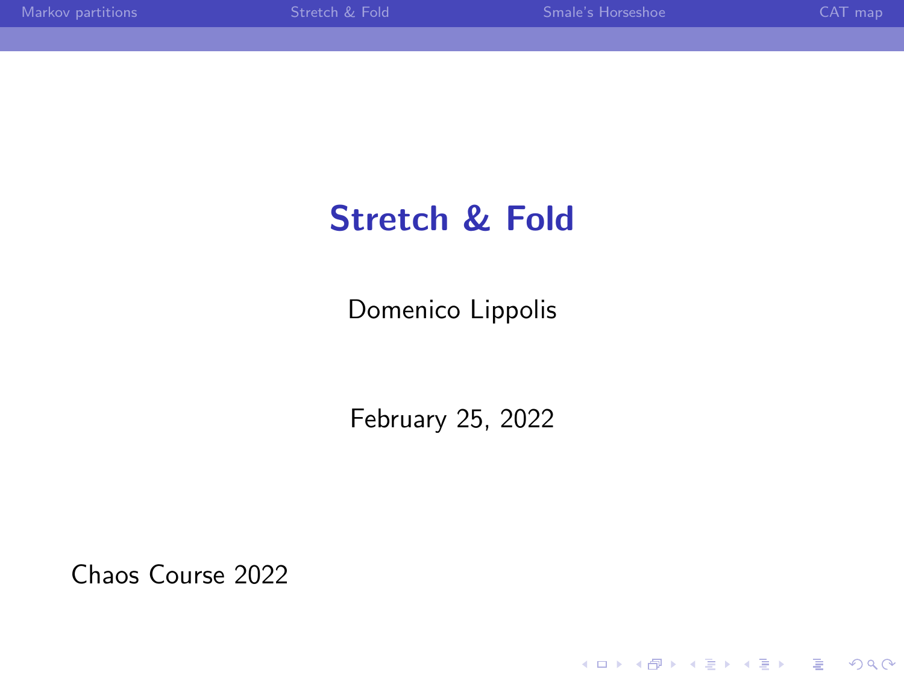# Stretch & Fold

Domenico Lippolis

February 25, 2022

Chaos Course 2022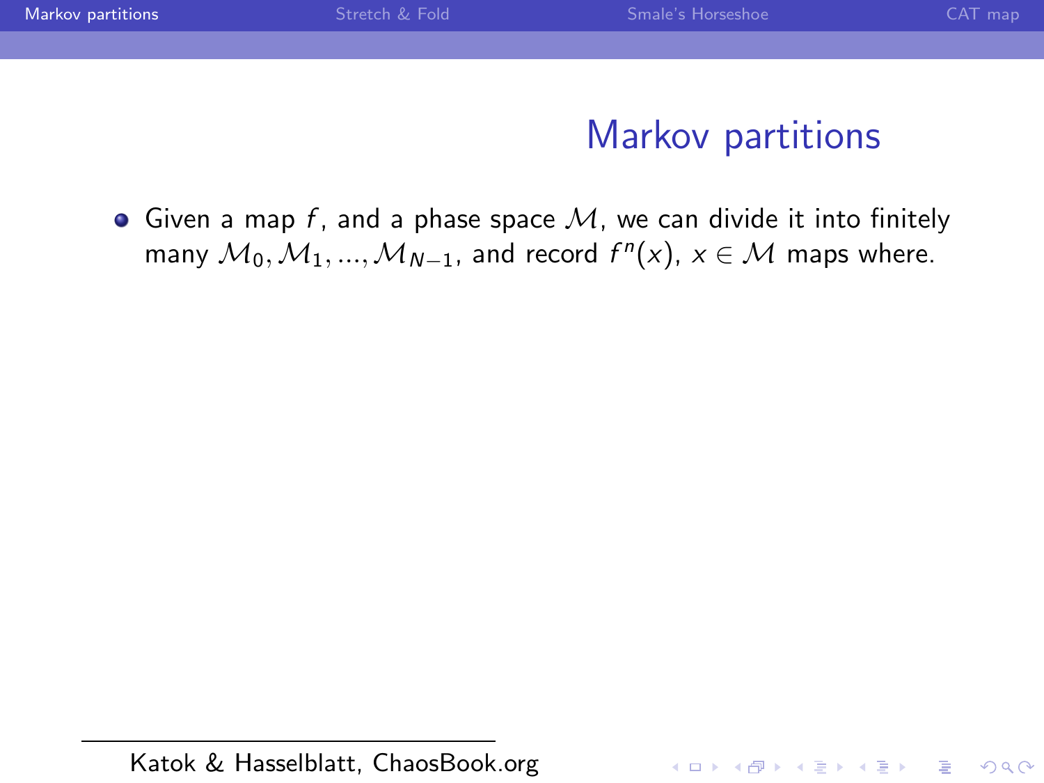# Markov partitions

- Given a map $f$, and a phase space $\mathcal{M}$, we can divide it into finitely many $\mathcal{M}_0, \mathcal{M}_1, ..., \mathcal{M}_{N-1}$, and record $f^n(x)$, $x \in \mathcal{M}$ maps where.

Katok & Hasselblatt, ChaosBook.org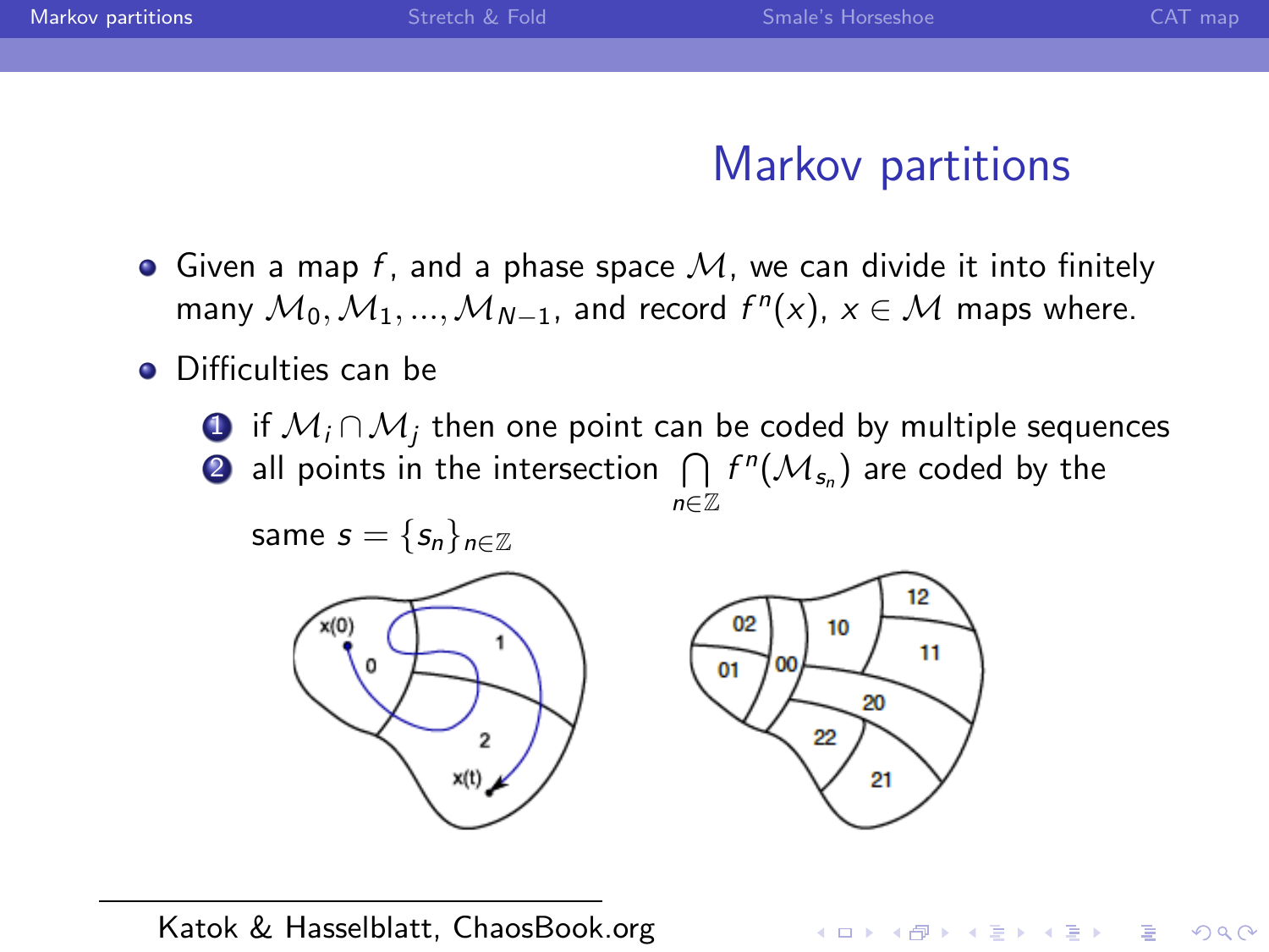# Markov partitions

- Given a map $f$, and a phase space $\mathcal{M}$, we can divide it into finitely many $\mathcal{M}_0, \mathcal{M}_1, ..., \mathcal{M}_{N-1}$, and record $f^n(x)$, $x \in \mathcal{M}$ maps where.
- Difficulties can be
  1. if $\mathcal{M}_i \cap \mathcal{M}_j$ then one point can be coded by multiple sequences
  2. all points in the intersection $\bigcap_{n \in \mathbb{Z}} f^n(\mathcal{M}_{s_n})$ are coded by the same $s = \{s_n\}_{n \in \mathbb{Z}}$

Katok & Hasselblatt, ChaosBook.org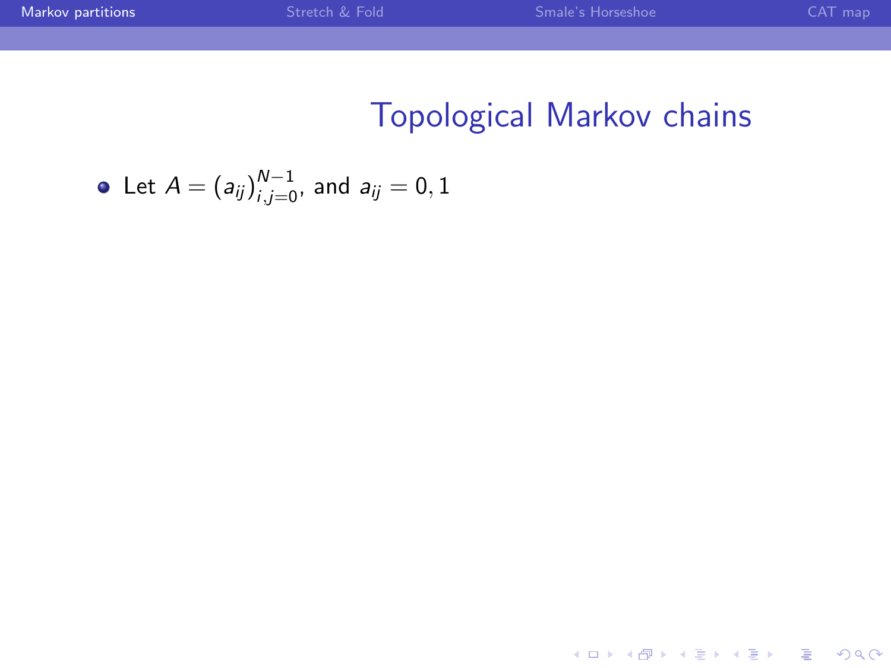# Topological Markov chains

- Let $A = (a_{ij})_{i,j=0}^{N-1}$, and $a_{ij} = 0, 1$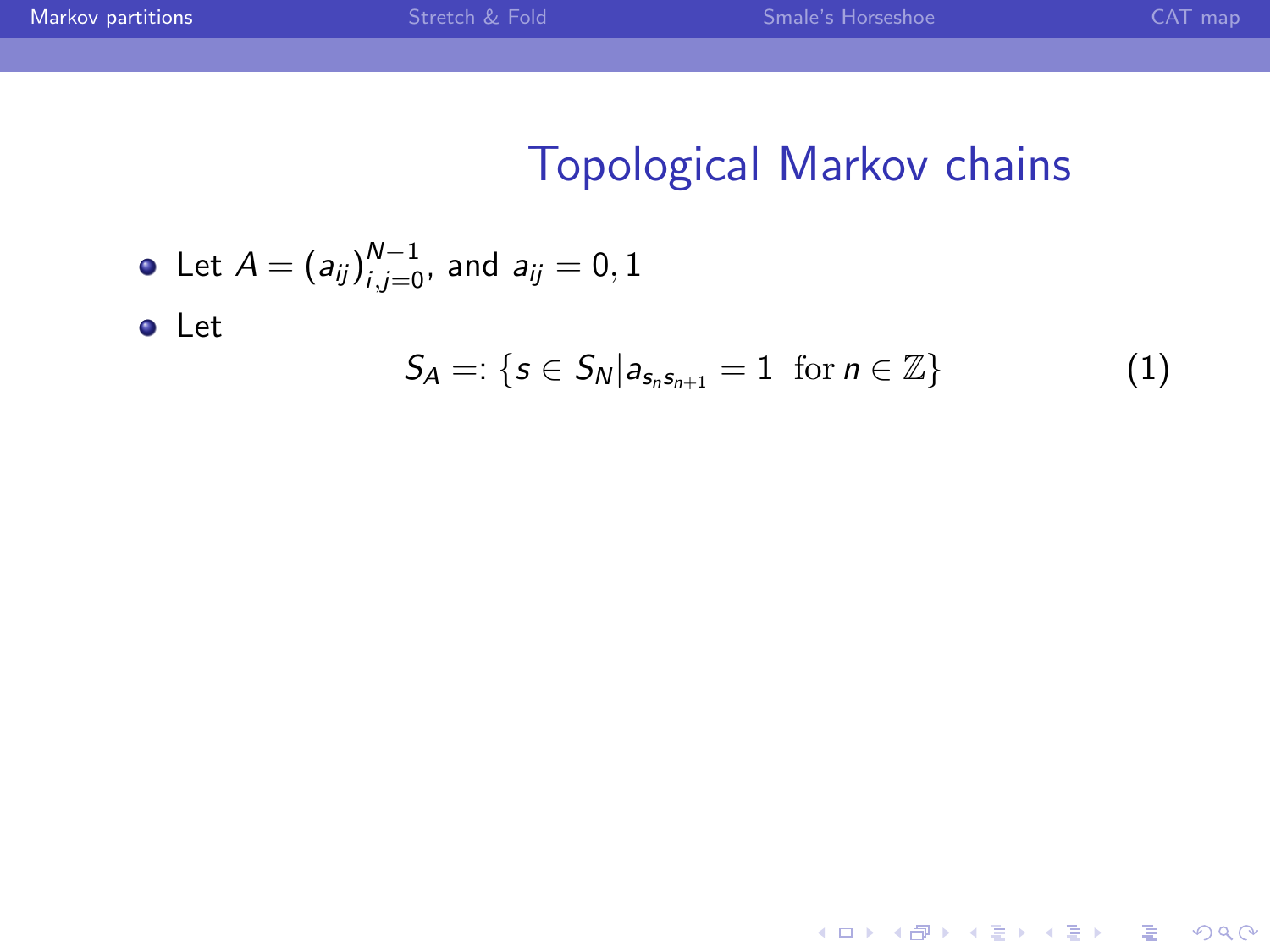# Topological Markov chains

- Let $A = (a_{ij})_{i,j=0}^{N-1}$, and $a_{ij} = 0, 1$
- Let

$$S_A =: \{s \in S_N | a_{s_n s_{n+1}} = 1 \ \text{ for } n \in \mathbb{Z}\} \tag{1}$$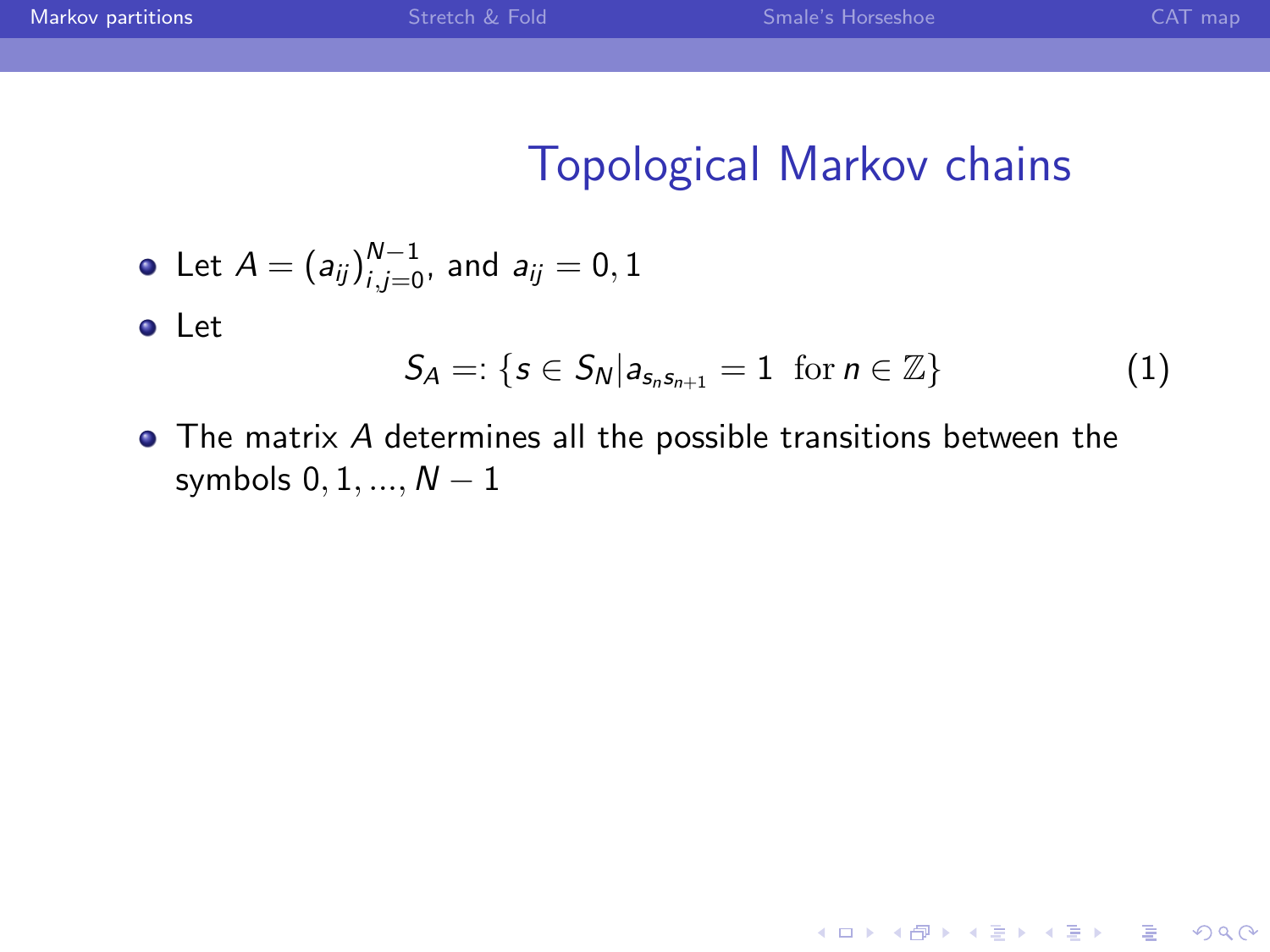# Topological Markov chains

- Let $A = (a_{ij})_{i,j=0}^{N-1}$, and $a_{ij} = 0, 1$
- Let

$$S_A =: \{s \in S_N | a_{s_n s_{n+1}} = 1 \text{ for } n \in \mathbb{Z}\} \tag{1}$$

- The matrix $A$ determines all the possible transitions between the symbols $0, 1, ..., N-1$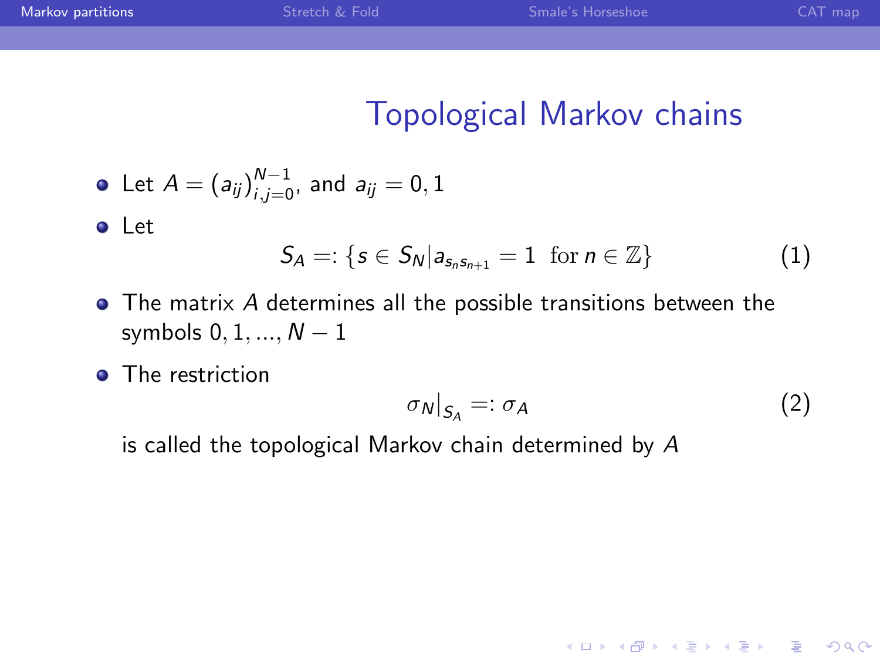# Topological Markov chains

- Let $A = (a_{ij})_{i,j=0}^{N-1}$, and $a_{ij} = 0, 1$
- Let

$$S_A =: \{s \in S_N | a_{s_n s_{n+1}} = 1 \ \text{ for } n \in \mathbb{Z}\} \tag{1}$$

- The matrix $A$ determines all the possible transitions between the symbols $0, 1, ..., N-1$
- The restriction

$$\sigma_N|_{S_A} =: \sigma_A \tag{2}$$

is called the topological Markov chain determined by $A$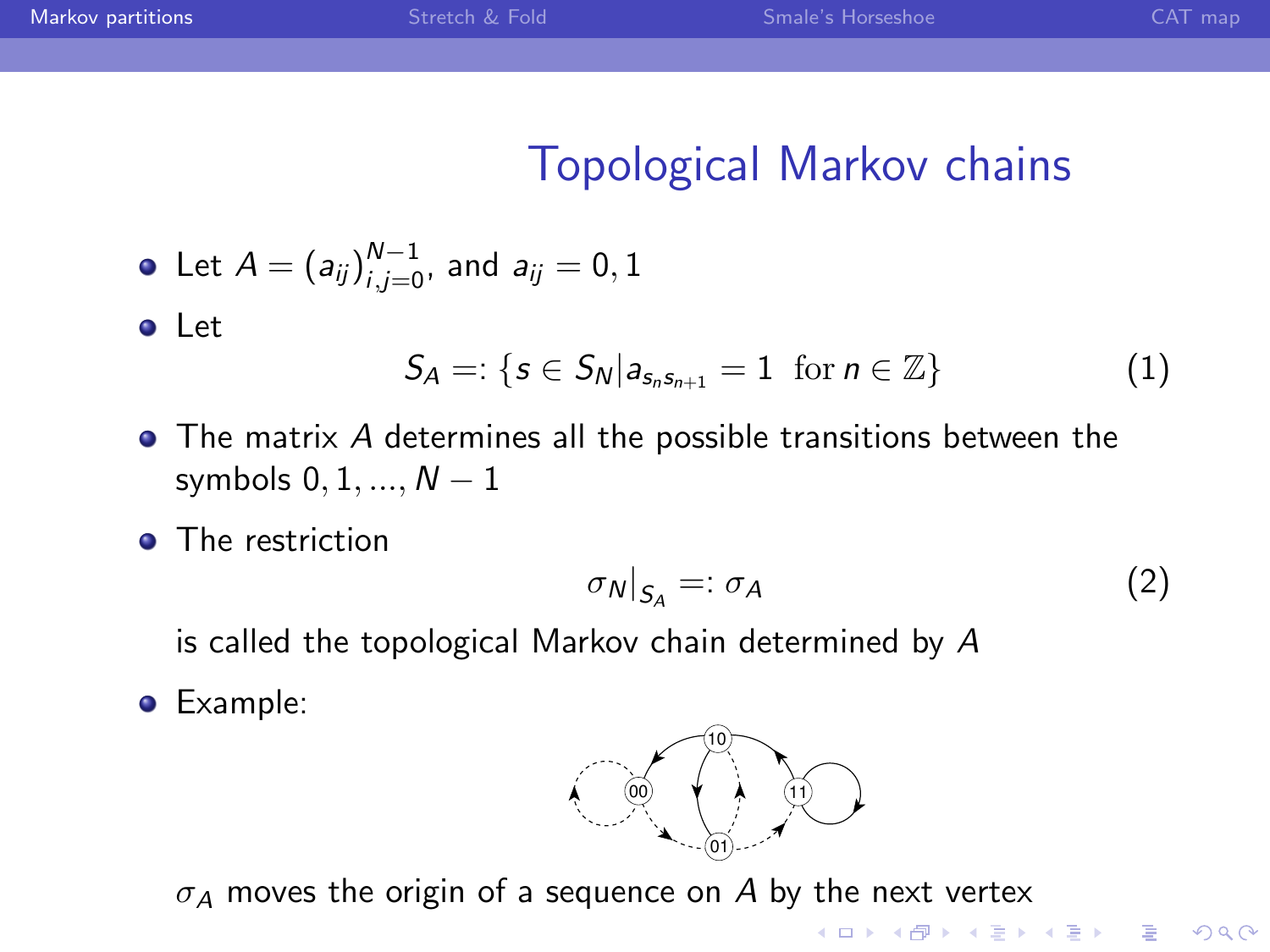## Topological Markov chains

- Let $A = (a_{ij})_{i,j=0}^{N-1}$, and $a_{ij} = 0, 1$
- Let

$$S_A =: \{s \in S_N | a_{s_n s_{n+1}} = 1 \ \text{ for } n \in \mathbb{Z}\} \tag{1}$$

- The matrix $A$ determines all the possible transitions between the symbols $0, 1, ..., N-1$
- The restriction

$$\sigma_N|_{S_A} =: \sigma_A \tag{2}$$

  is called the topological Markov chain determined by $A$
- Example:

  $\sigma_A$ moves the origin of a sequence on $A$ by the next vertex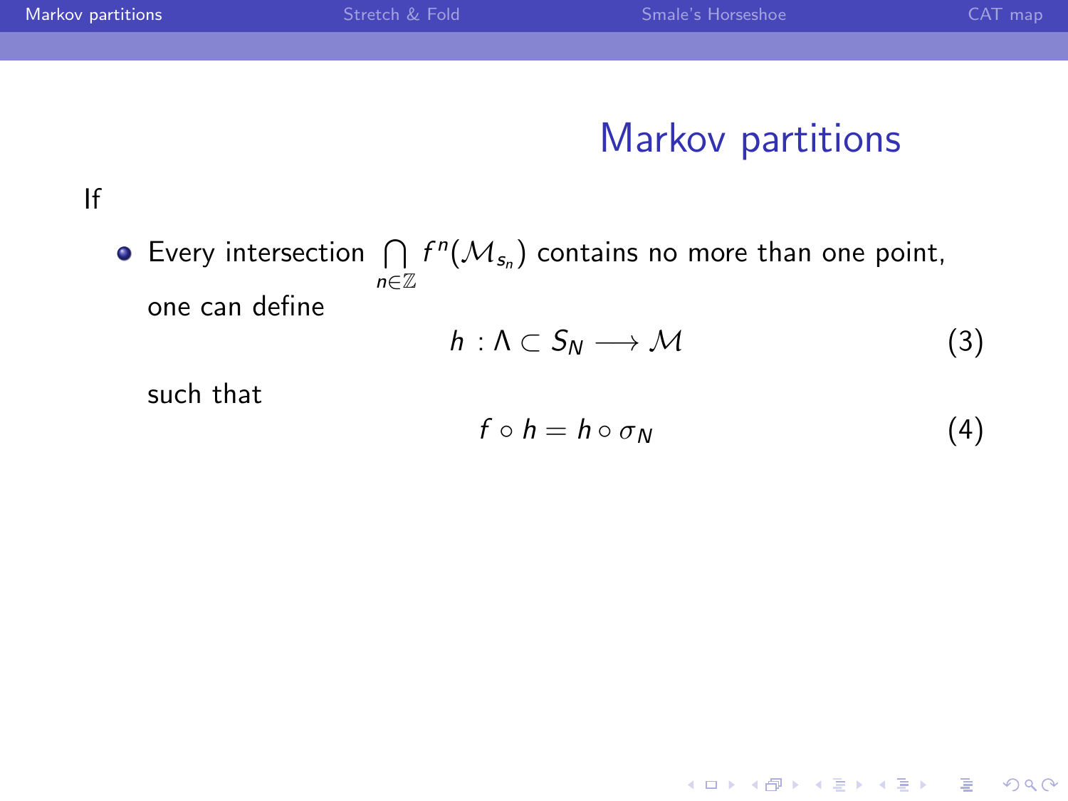# Markov partitions

If

- Every intersection $\bigcap_{n\in\mathbb{Z}} f^n(\mathcal{M}_{s_n})$ contains no more than one point, one can define

$$h : \Lambda \subset S_N \longrightarrow \mathcal{M} \tag{3}$$

  such that

$$f \circ h = h \circ \sigma_N \tag{4}$$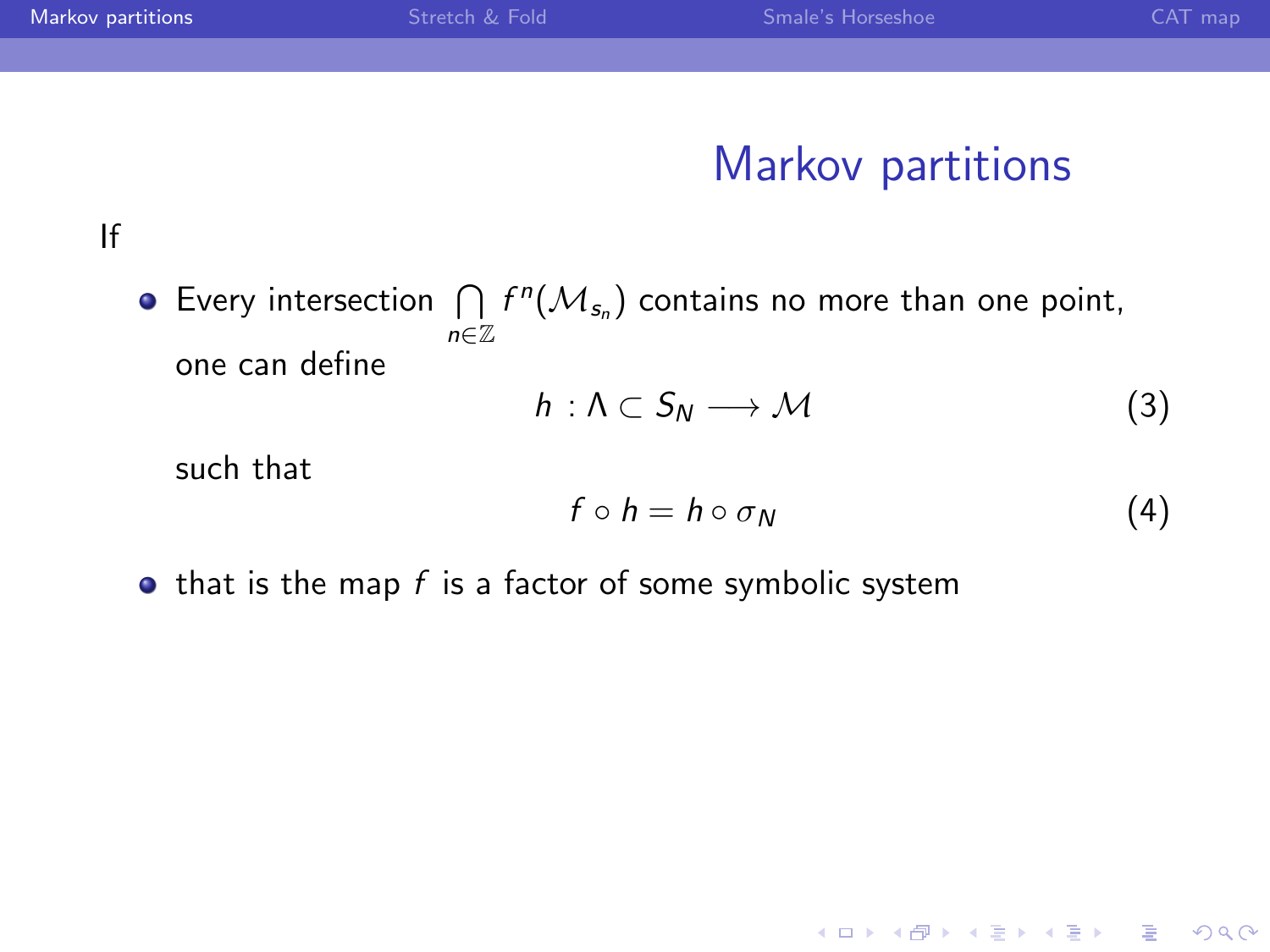# Markov partitions

If

- Every intersection $\bigcap_{n \in \mathbb{Z}} f^n(\mathcal{M}_{s_n})$ contains no more than one point, one can define

$$h : \Lambda \subset S_N \longrightarrow \mathcal{M} \tag{3}$$

  such that

$$f \circ h = h \circ \sigma_N \tag{4}$$

- that is the map $f$ is a factor of some symbolic system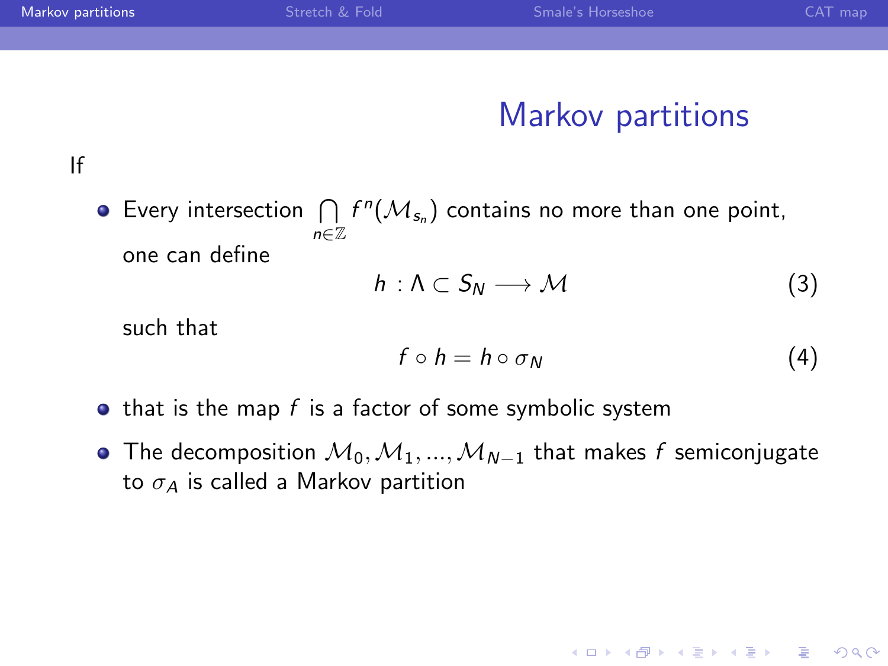# Markov partitions

If

- Every intersection $\bigcap_{n \in \mathbb{Z}} f^n(\mathcal{M}_{s_n})$ contains no more than one point, one can define

$$h : \Lambda \subset S_N \longrightarrow \mathcal{M} \tag{3}$$

  such that

$$f \circ h = h \circ \sigma_N \tag{4}$$

- that is the map $f$ is a factor of some symbolic system
- The decomposition $\mathcal{M}_0, \mathcal{M}_1, ..., \mathcal{M}_{N-1}$ that makes $f$ semiconjugate to $\sigma_A$ is called a Markov partition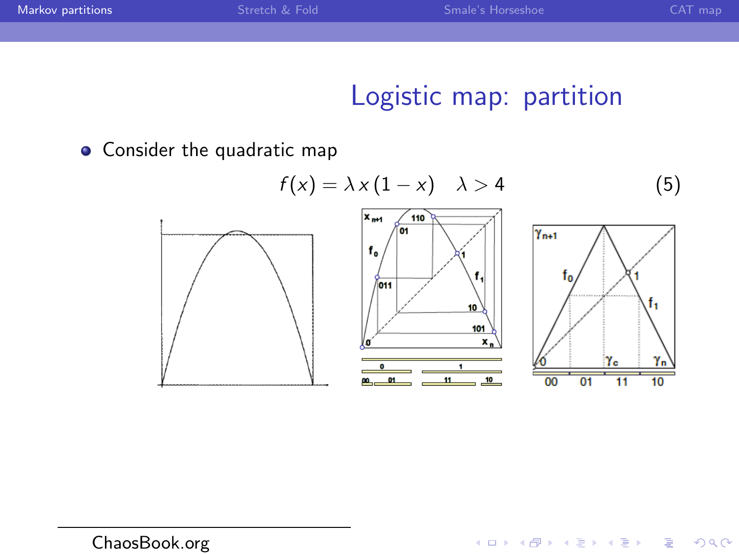# Logistic map: partition

- Consider the quadratic map

$$f(x) = \lambda x (1 - x) \quad \lambda > 4 \tag{5}$$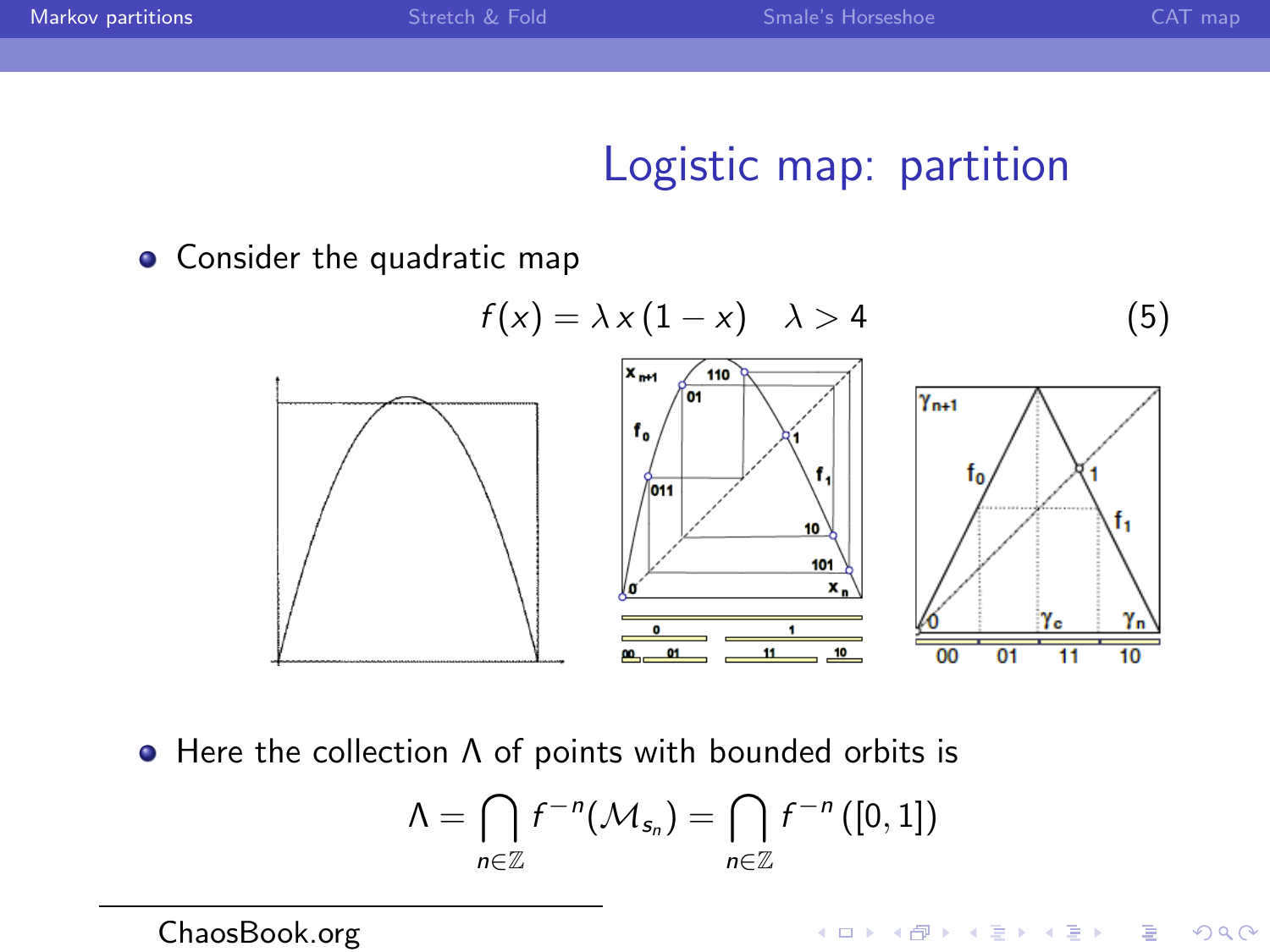# Logistic map: partition

- Consider the quadratic map

$$f(x) = \lambda x (1-x) \quad \lambda > 4 \tag{5}$$

- Here the collection $\Lambda$ of points with bounded orbits is

$$\Lambda = \bigcap_{n \in \mathbb{Z}} f^{-n}(\mathcal{M}_{s_n}) = \bigcap_{n \in \mathbb{Z}} f^{-n}([0,1])$$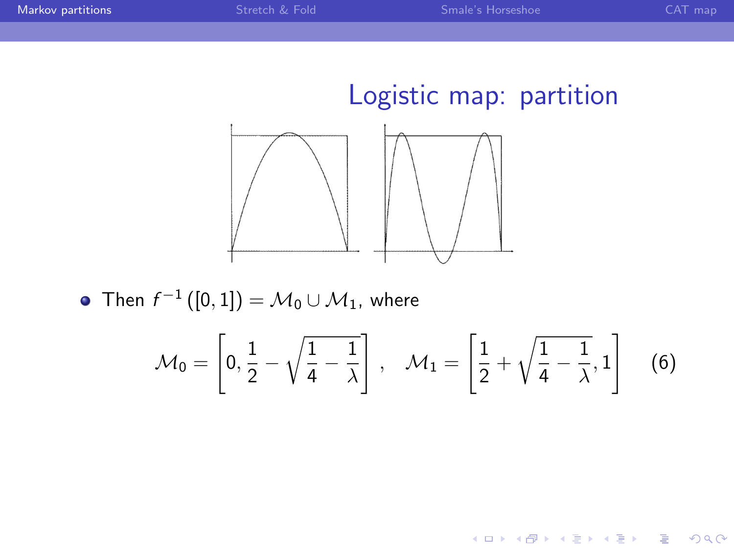# Logistic map: partition

- Then $f^{-1}([0,1]) = \mathcal{M}_0 \cup \mathcal{M}_1$, where

$$\mathcal{M}_0 = \left[0, \frac{1}{2} - \sqrt{\frac{1}{4} - \frac{1}{\lambda}}\right], \quad \mathcal{M}_1 = \left[\frac{1}{2} + \sqrt{\frac{1}{4} - \frac{1}{\lambda}}, 1\right] \qquad (6)$$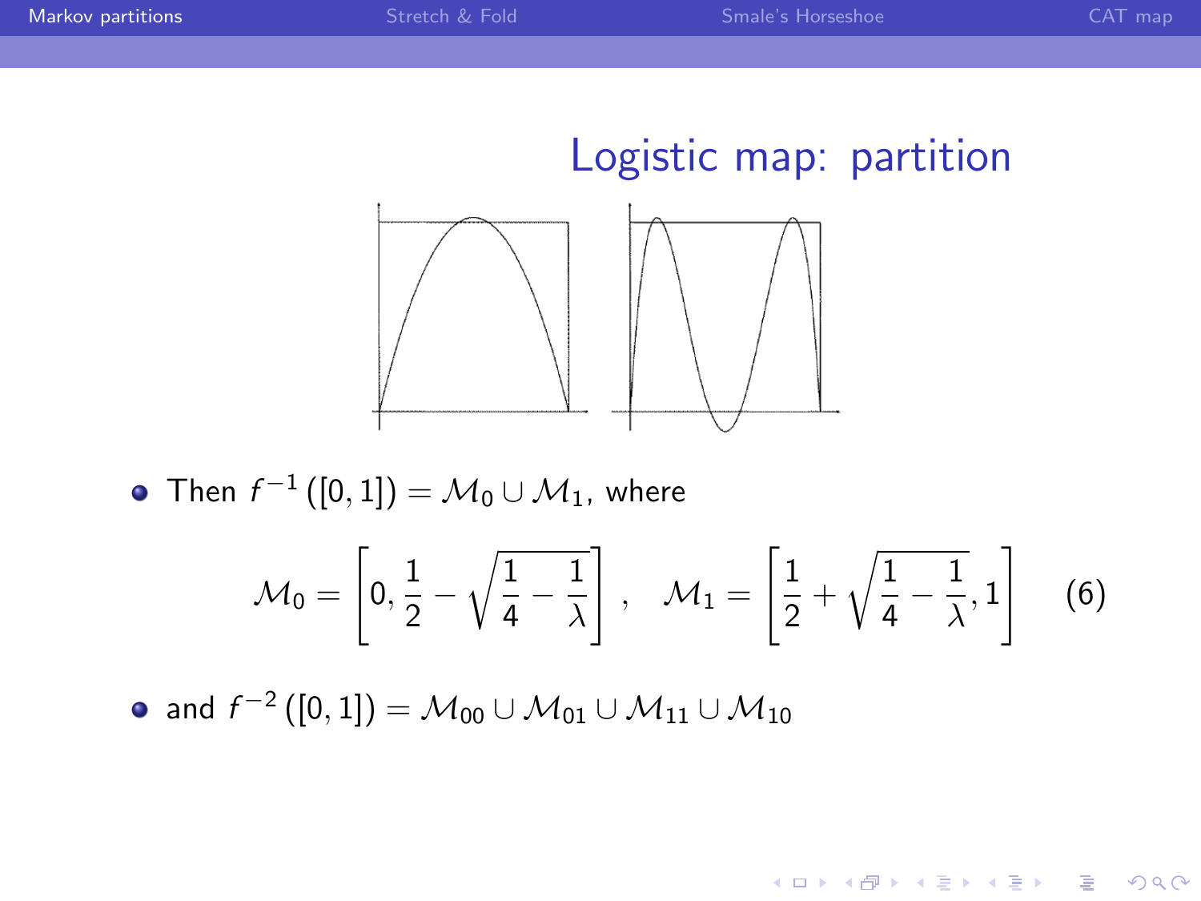## Logistic map: partition

- Then $f^{-1}([0,1]) = \mathcal{M}_0 \cup \mathcal{M}_1$, where

$$\mathcal{M}_0 = \left[0, \frac{1}{2} - \sqrt{\frac{1}{4} - \frac{1}{\lambda}}\right], \quad \mathcal{M}_1 = \left[\frac{1}{2} + \sqrt{\frac{1}{4} - \frac{1}{\lambda}}, 1\right] \qquad (6)$$

- and $f^{-2}([0,1]) = \mathcal{M}_{00} \cup \mathcal{M}_{01} \cup \mathcal{M}_{11} \cup \mathcal{M}_{10}$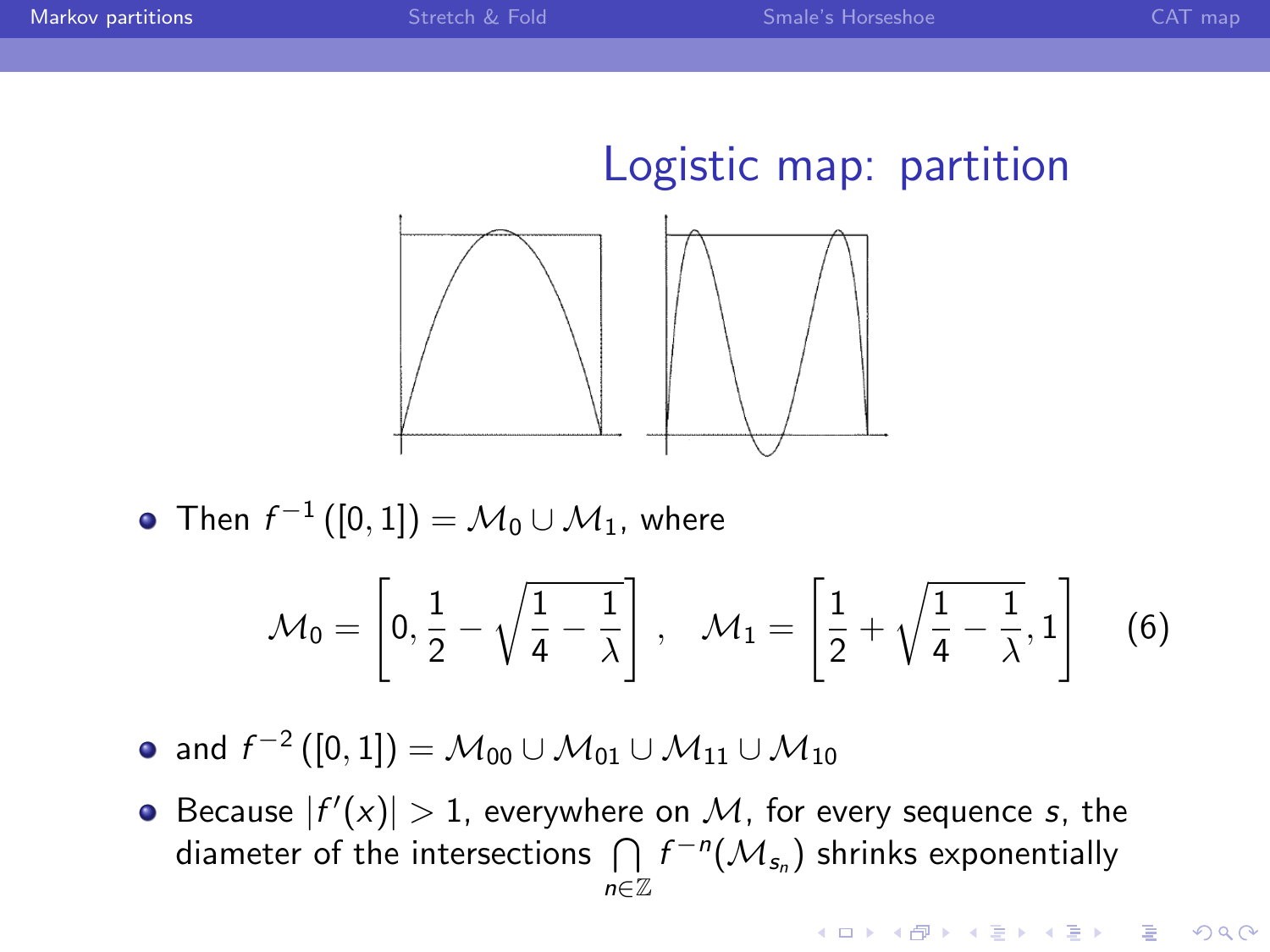## Logistic map: partition

- Then $f^{-1}([0,1]) = \mathcal{M}_0 \cup \mathcal{M}_1$, where

$$\mathcal{M}_0 = \left[0, \frac{1}{2} - \sqrt{\frac{1}{4} - \frac{1}{\lambda}}\right], \quad \mathcal{M}_1 = \left[\frac{1}{2} + \sqrt{\frac{1}{4} - \frac{1}{\lambda}}, 1\right] \qquad (6)$$

- and $f^{-2}([0,1]) = \mathcal{M}_{00} \cup \mathcal{M}_{01} \cup \mathcal{M}_{11} \cup \mathcal{M}_{10}$
- Because $|f'(x)| > 1$, everywhere on $\mathcal{M}$, for every sequence $s$, the diameter of the intersections $\bigcap_{n \in \mathbb{Z}} f^{-n}(\mathcal{M}_{s_n})$ shrinks exponentially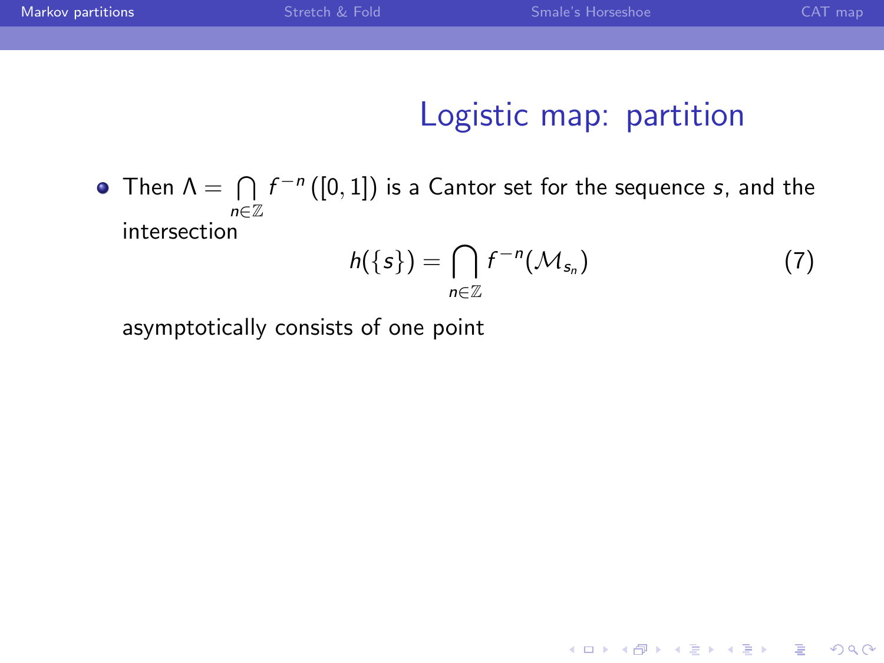## Logistic map: partition

- Then $\Lambda = \bigcap_{n\in\mathbb{Z}} f^{-n}([0,1])$ is a Cantor set for the sequence $s$, and the intersection

$$h(\{s\}) = \bigcap_{n\in\mathbb{Z}} f^{-n}(\mathcal{M}_{s_n}) \tag{7}$$

asymptotically consists of one point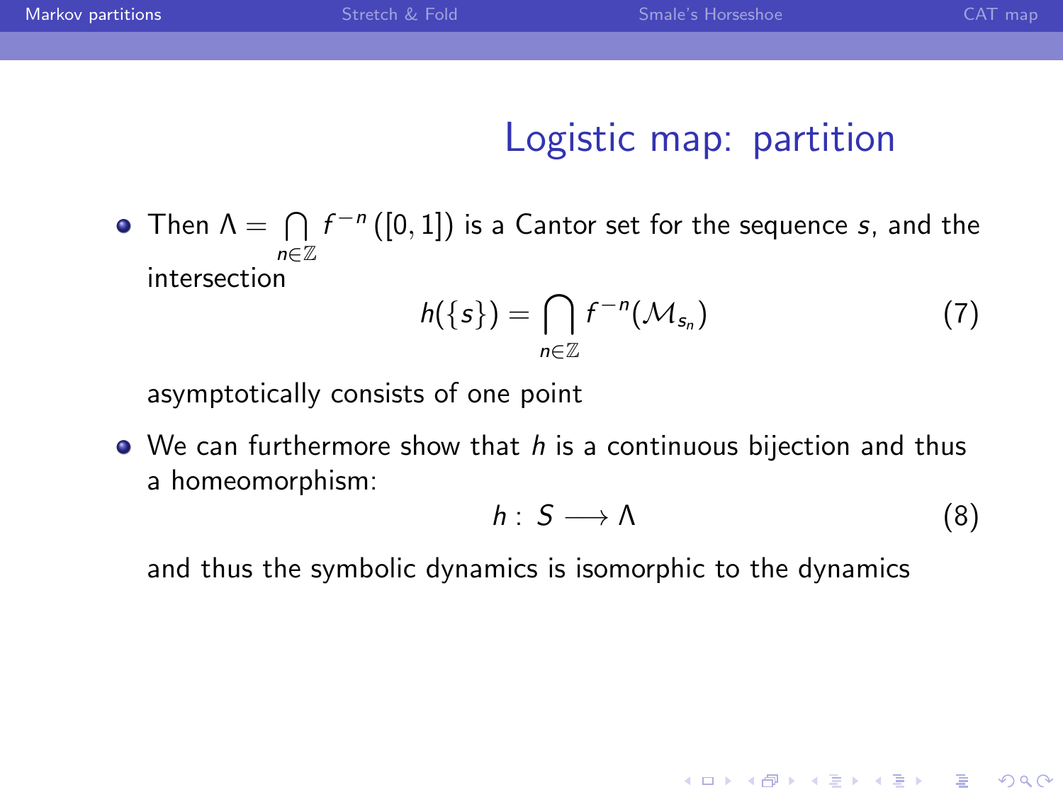## Logistic map: partition

- Then $\Lambda = \bigcap_{n \in \mathbb{Z}} f^{-n}([0,1])$ is a Cantor set for the sequence $s$, and the intersection

$$h(\{s\}) = \bigcap_{n \in \mathbb{Z}} f^{-n}(\mathcal{M}_{s_n}) \tag{7}$$

asymptotically consists of one point

- We can furthermore show that $h$ is a continuous bijection and thus a homeomorphism:

$$h: \, S \longrightarrow \Lambda \tag{8}$$

and thus the symbolic dynamics is isomorphic to the dynamics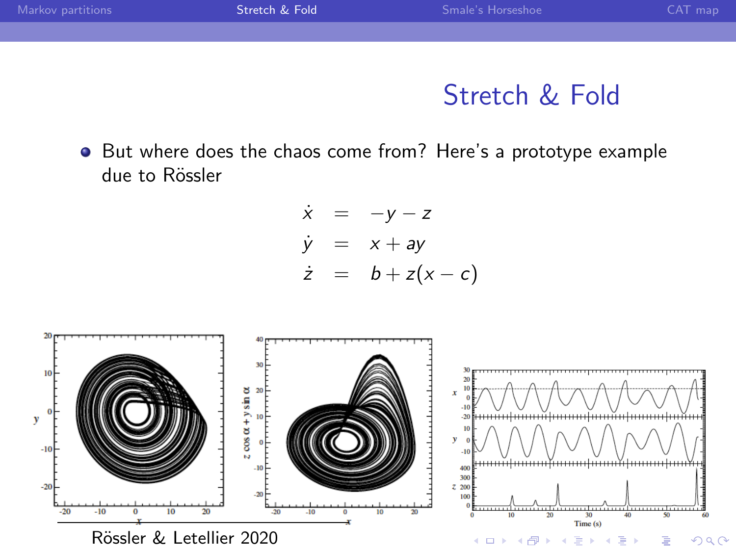# Stretch & Fold

- But where does the chaos come from? Here's a prototype example due to Rössler

$$
\begin{aligned}
\dot{x} &= -y - z \\
\dot{y} &= x + ay \\
\dot{z} &= b + z(x - c)
\end{aligned}
$$

Rössler & Letellier 2020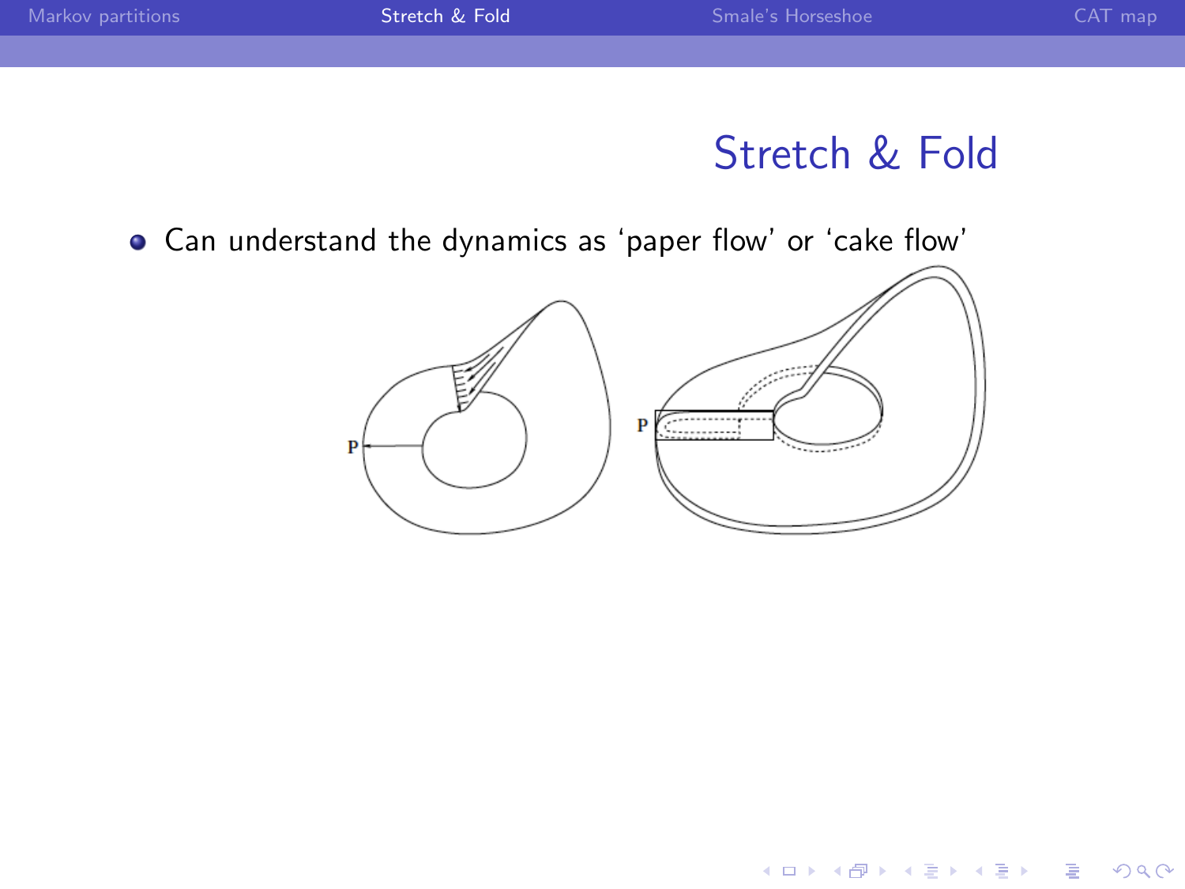# Stretch & Fold

- Can understand the dynamics as ‘paper flow’ or ‘cake flow’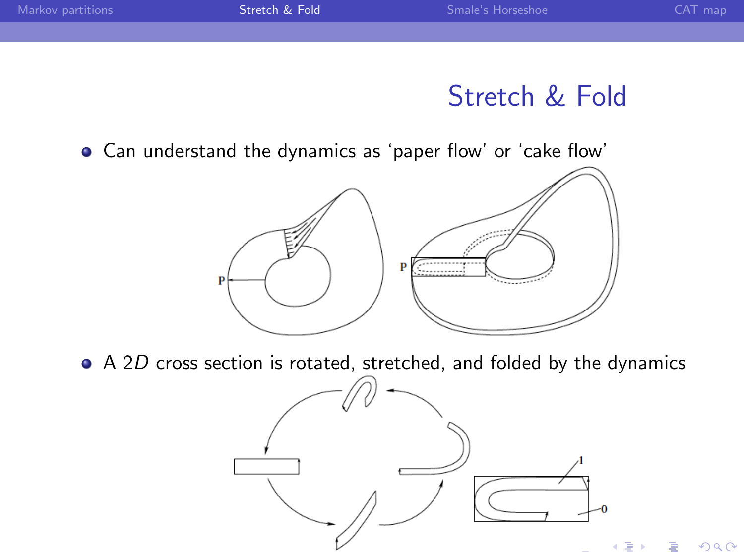# Stretch & Fold

- Can understand the dynamics as 'paper flow' or 'cake flow'
- A $2D$ cross section is rotated, stretched, and folded by the dynamics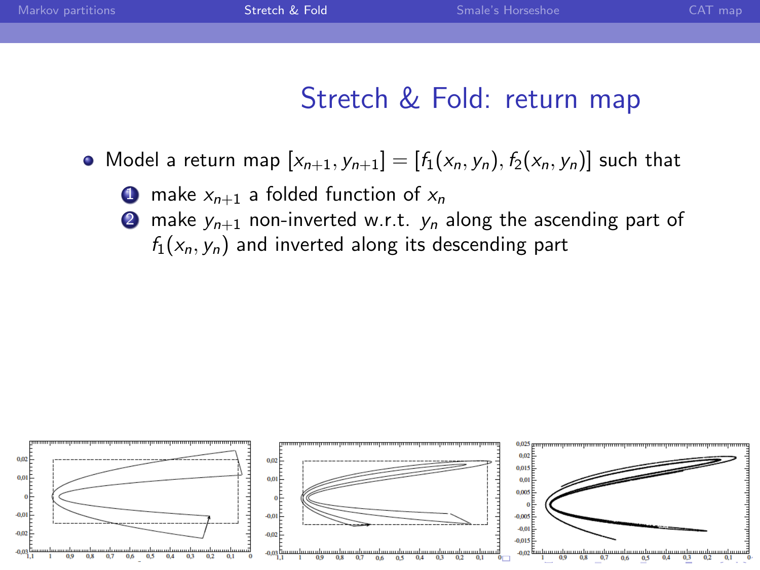# Stretch & Fold: return map

- Model a return map $[x_{n+1}, y_{n+1}] = [f_1(x_n, y_n), f_2(x_n, y_n)]$ such that
  1. make $x_{n+1}$ a folded function of $x_n$
  2. make $y_{n+1}$ non-inverted w.r.t. $y_n$ along the ascending part of $f_1(x_n, y_n)$ and inverted along its descending part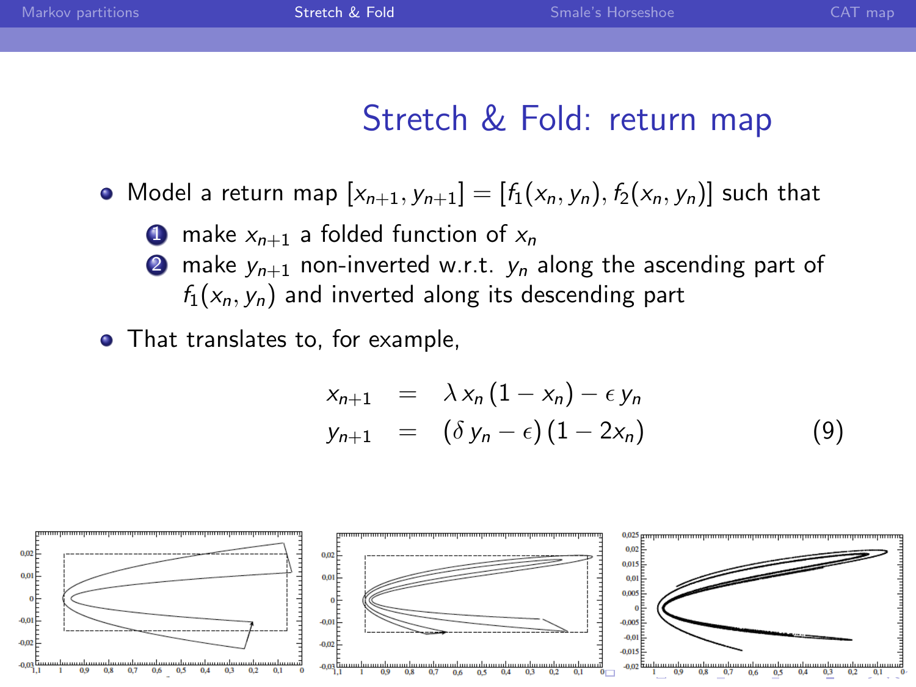# Stretch & Fold: return map

- Model a return map $[x_{n+1}, y_{n+1}] = [f_1(x_n, y_n), f_2(x_n, y_n)]$ such that
  1. make $x_{n+1}$ a folded function of $x_n$
  2. make $y_{n+1}$ non-inverted w.r.t. $y_n$ along the ascending part of $f_1(x_n, y_n)$ and inverted along its descending part
- That translates to, for example,

$$
\begin{aligned}
x_{n+1} &= \lambda \, x_n \, (1 - x_n) - \epsilon \, y_n \\
y_{n+1} &= (\delta \, y_n - \epsilon) \, (1 - 2x_n)
\end{aligned}
\tag{9}
$$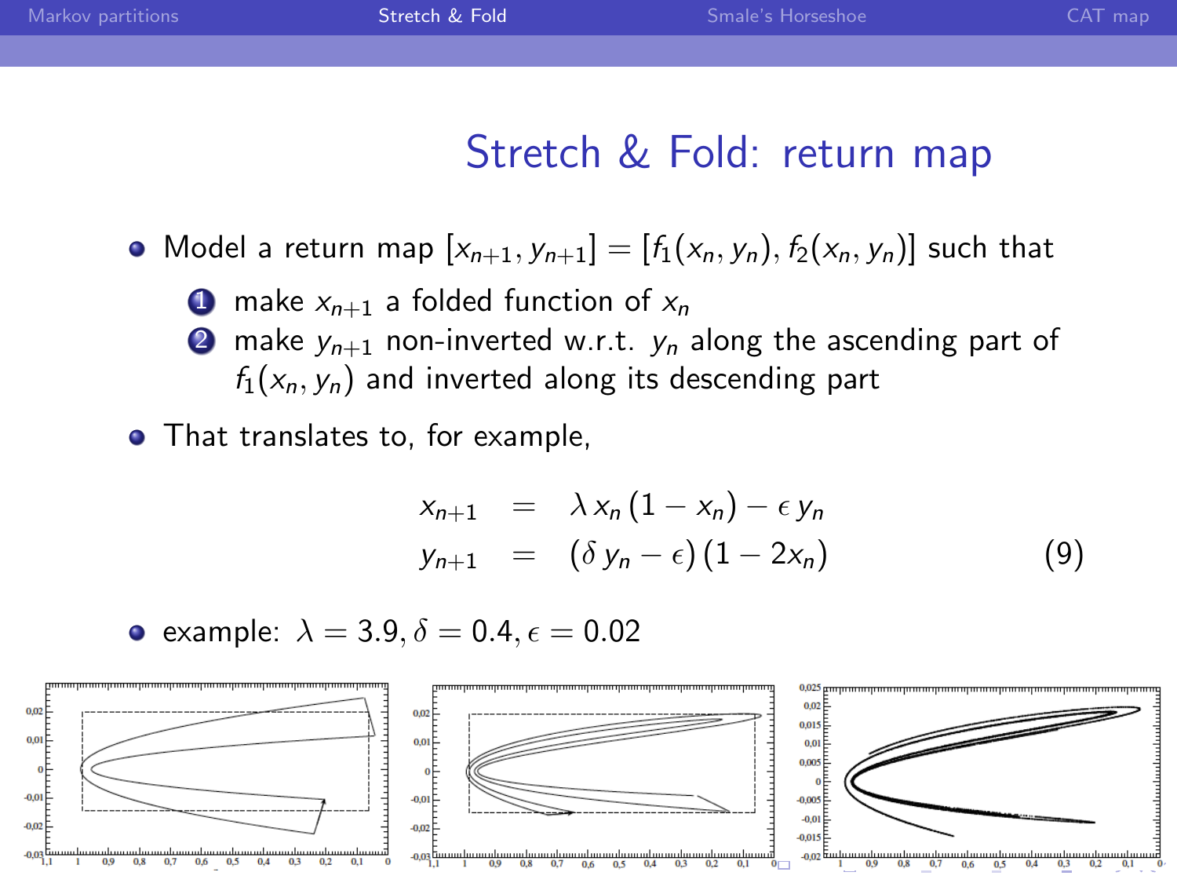# Stretch & Fold: return map

- Model a return map $[x_{n+1}, y_{n+1}] = [f_1(x_n, y_n), f_2(x_n, y_n)]$ such that
  1. make $x_{n+1}$ a folded function of $x_n$
  2. make $y_{n+1}$ non-inverted w.r.t. $y_n$ along the ascending part of $f_1(x_n, y_n)$ and inverted along its descending part
- That translates to, for example,

$$
\begin{aligned}
x_{n+1} &= \lambda\, x_n\, (1 - x_n) - \epsilon\, y_n \\
y_{n+1} &= (\delta\, y_n - \epsilon)\,(1 - 2x_n)
\end{aligned}
\qquad (9)
$$

- example: $\lambda = 3.9, \delta = 0.4, \epsilon = 0.02$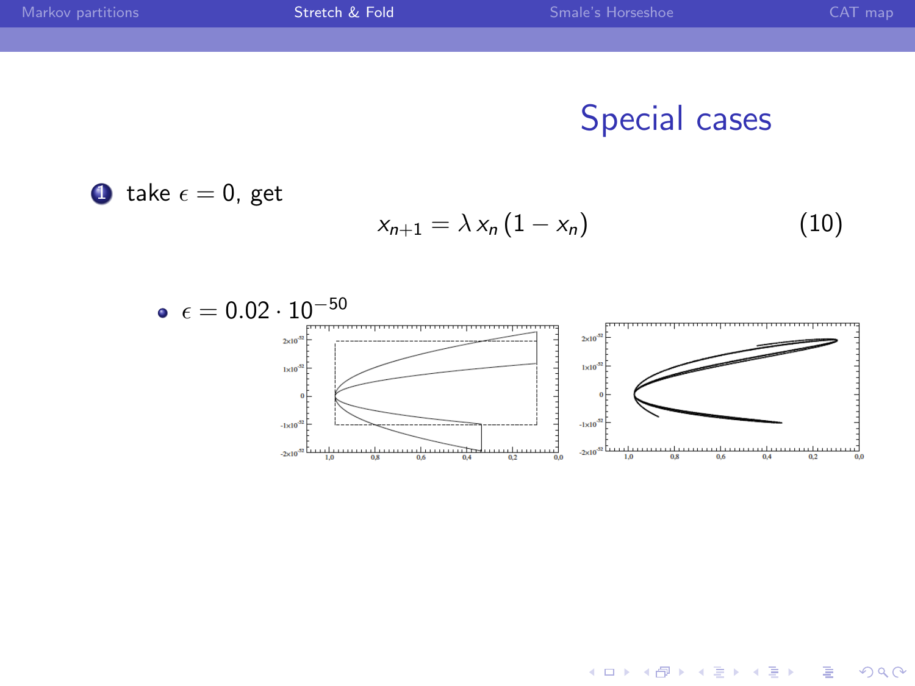# Special cases

1. take $\epsilon = 0$, get

$$x_{n+1} = \lambda \, x_n \, (1 - x_n) \tag{10}$$

- $\epsilon = 0.02 \cdot 10^{-50}$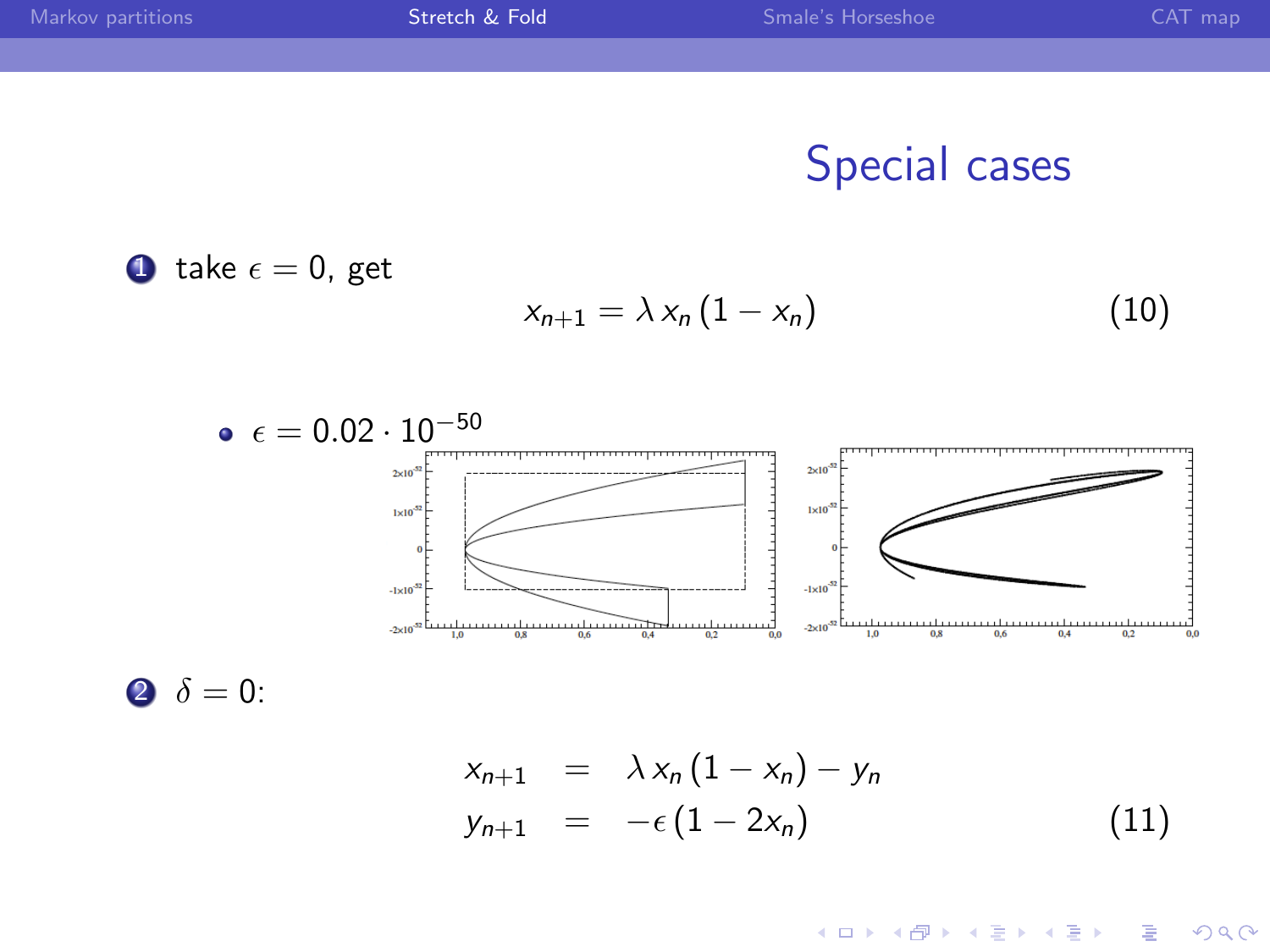# Special cases

1. take $\epsilon = 0$, get

$$x_{n+1} = \lambda\, x_n\,(1 - x_n) \tag{10}$$

- $\epsilon = 0.02 \cdot 10^{-50}$

2. $\delta = 0$:

$$\begin{aligned} x_{n+1} &= \lambda\, x_n\,(1 - x_n) - y_n \\ y_{n+1} &= -\epsilon\,(1 - 2x_n) \end{aligned} \tag{11}$$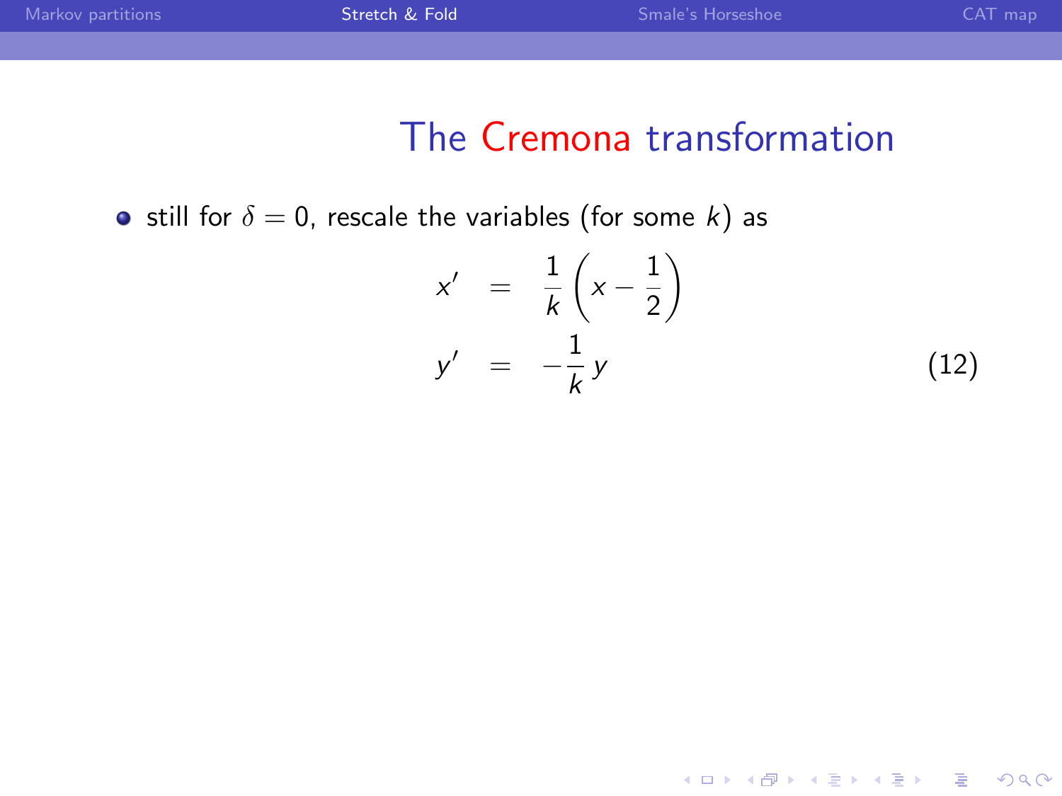# The Cremona transformation

- still for $\delta = 0$, rescale the variables (for some $k$) as

$$
\begin{aligned}
x' &= \frac{1}{k}\left(x - \frac{1}{2}\right) \\
y' &= -\frac{1}{k}\,y
\end{aligned}
\tag{12}
$$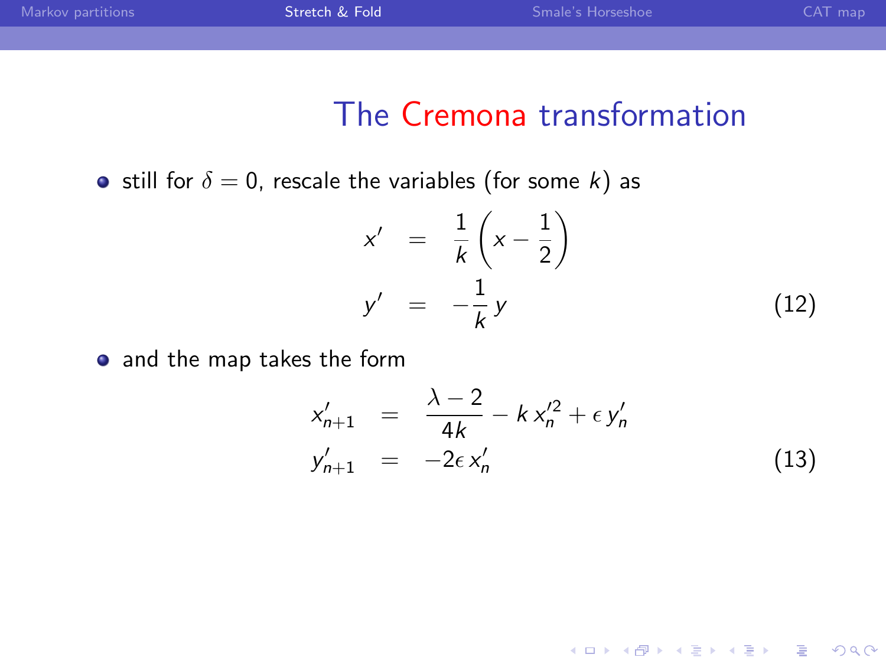# The Cremona transformation

- still for $\delta = 0$, rescale the variables (for some $k$) as

$$
\begin{aligned}
x' &= \frac{1}{k}\left(x - \frac{1}{2}\right) \\
y' &= -\frac{1}{k}\, y
\end{aligned}
\tag{12}
$$

- and the map takes the form

$$
\begin{aligned}
x'_{n+1} &= \frac{\lambda - 2}{4k} - k\, x'^2_n + \epsilon\, y'_n \\
y'_{n+1} &= -2\epsilon\, x'_n
\end{aligned}
\tag{13}
$$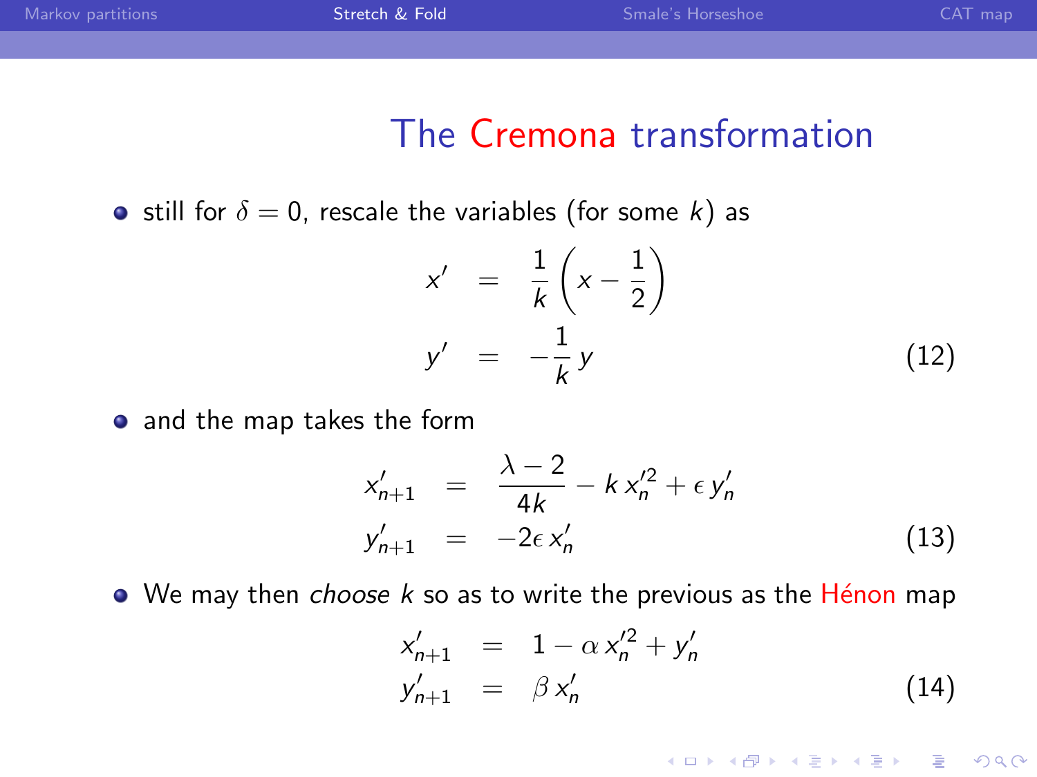# The Cremona transformation

- still for $\delta = 0$, rescale the variables (for some $k$) as

$$
\begin{aligned}
x' &= \frac{1}{k}\left(x - \frac{1}{2}\right) \\
y' &= -\frac{1}{k}\, y
\end{aligned}
\tag{12}
$$

- and the map takes the form

$$
\begin{aligned}
x'_{n+1} &= \frac{\lambda - 2}{4k} - k\, x'^2_n + \epsilon\, y'_n \\
y'_{n+1} &= -2\epsilon\, x'_n
\end{aligned}
\tag{13}
$$

- We may then *choose* $k$ so as to write the previous as the Hénon map

$$
\begin{aligned}
x'_{n+1} &= 1 - \alpha\, x'^2_n + y'_n \\
y'_{n+1} &= \beta\, x'_n
\end{aligned}
\tag{14}
$$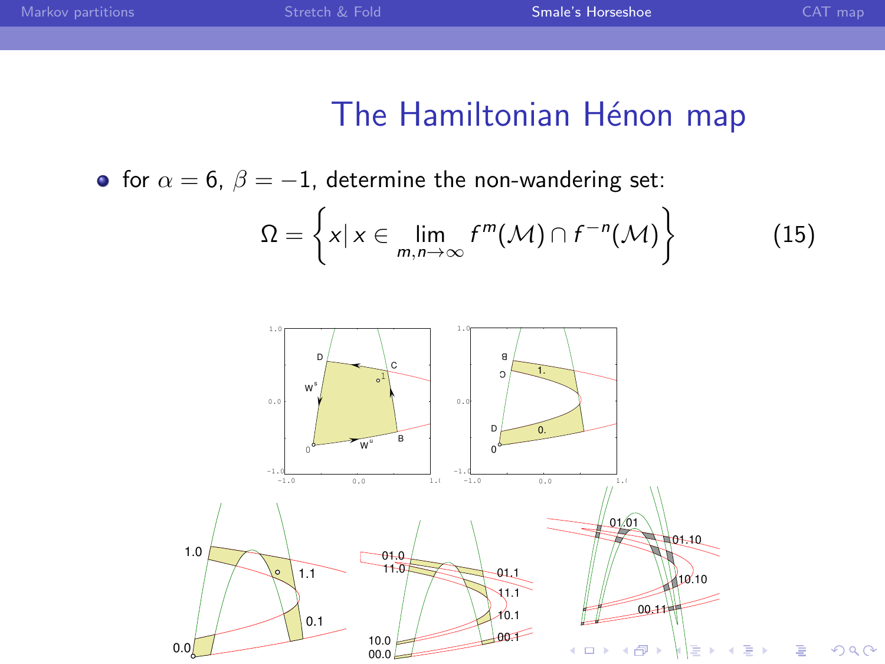# The Hamiltonian Hénon map

- for $\alpha = 6$, $\beta = -1$, determine the non-wandering set:

$$\Omega = \left\{ x | \, x \in \lim_{m,n \to \infty} f^m(\mathcal{M}) \cap f^{-n}(\mathcal{M}) \right\} \tag{15}$$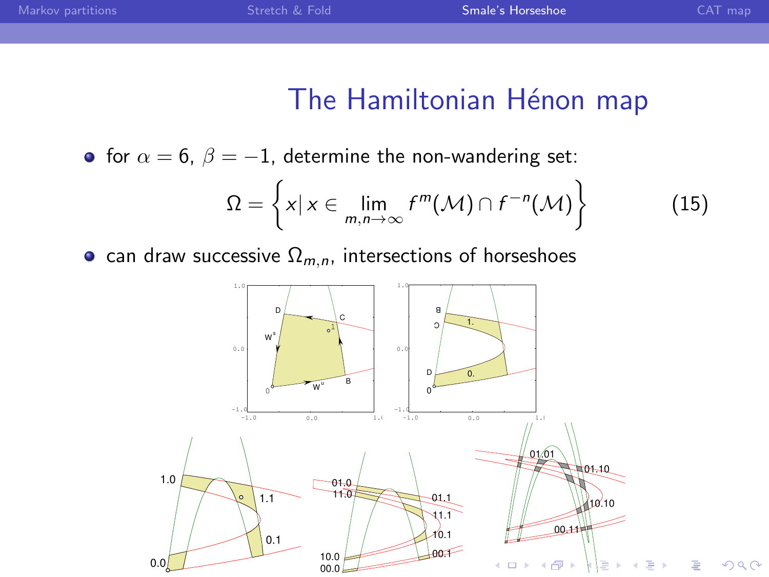# The Hamiltonian Hénon map

- for $\alpha = 6$, $\beta = -1$, determine the non-wandering set:

$$\Omega = \left\{ x \middle| \, x \in \lim_{m,n \to \infty} f^m(\mathcal{M}) \cap f^{-n}(\mathcal{M}) \right\} \tag{15}$$

- can draw successive $\Omega_{m,n}$, intersections of horseshoes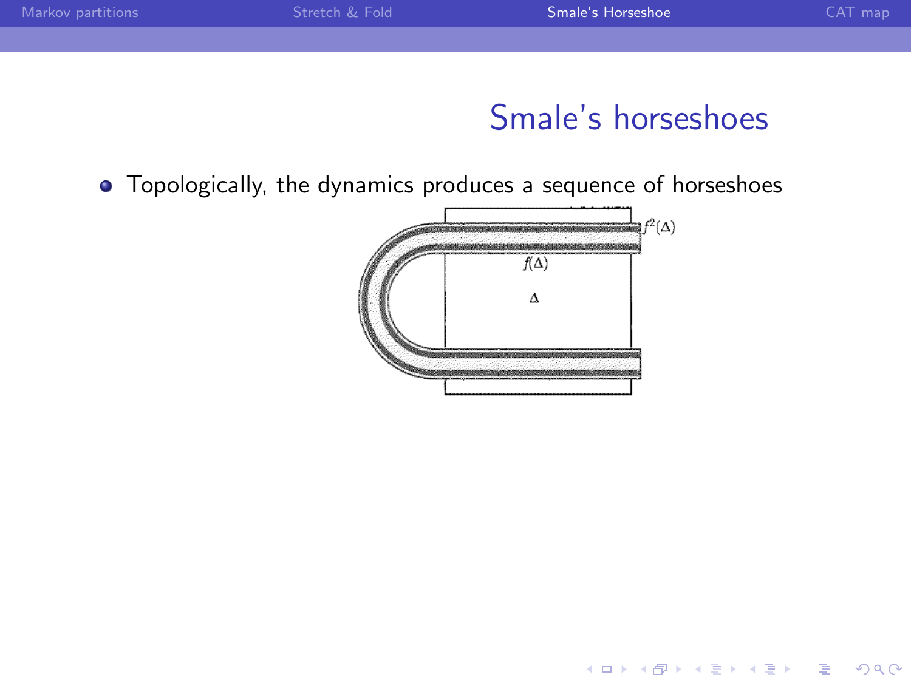# Smale's horseshoes

- Topologically, the dynamics produces a sequence of horseshoes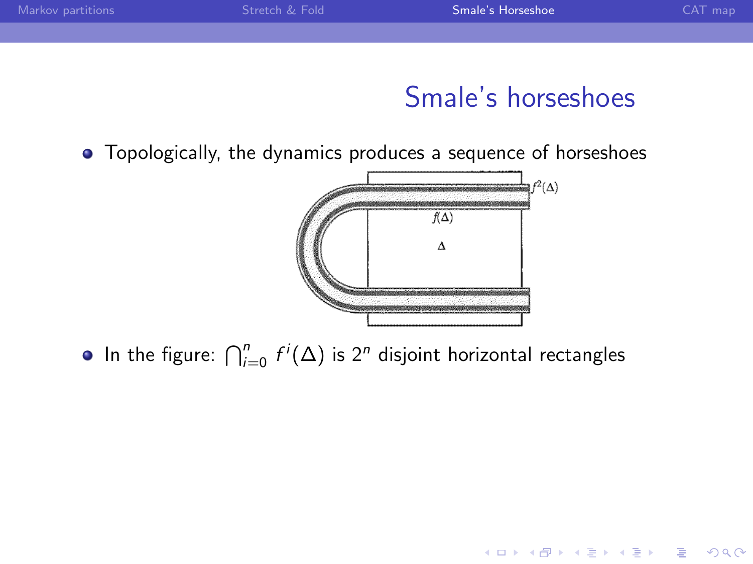# Smale's horseshoes

- Topologically, the dynamics produces a sequence of horseshoes
- In the figure: $\bigcap_{i=0}^{n} f^{i}(\Delta)$ is $2^n$ disjoint horizontal rectangles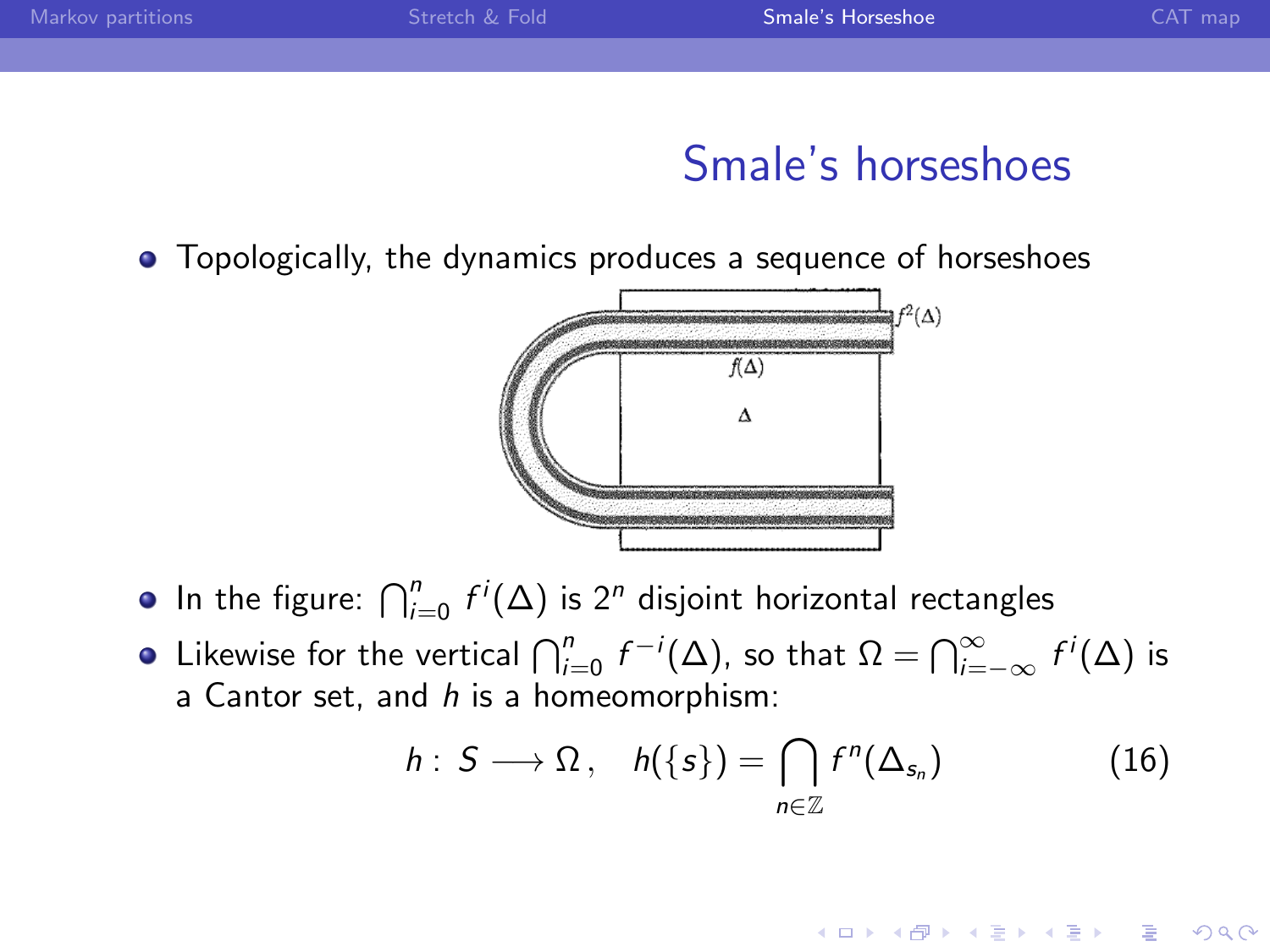## Smale's horseshoes

- Topologically, the dynamics produces a sequence of horseshoes
- In the figure: $\bigcap_{i=0}^{n} f^i(\Delta)$ is $2^n$ disjoint horizontal rectangles
- Likewise for the vertical $\bigcap_{i=0}^{n} f^{-i}(\Delta)$, so that $\Omega = \bigcap_{i=-\infty}^{\infty} f^i(\Delta)$ is a Cantor set, and $h$ is a homeomorphism:

$$h: S \longrightarrow \Omega, \quad h(\{s\}) = \bigcap_{n \in \mathbb{Z}} f^n(\Delta_{s_n}) \tag{16}$$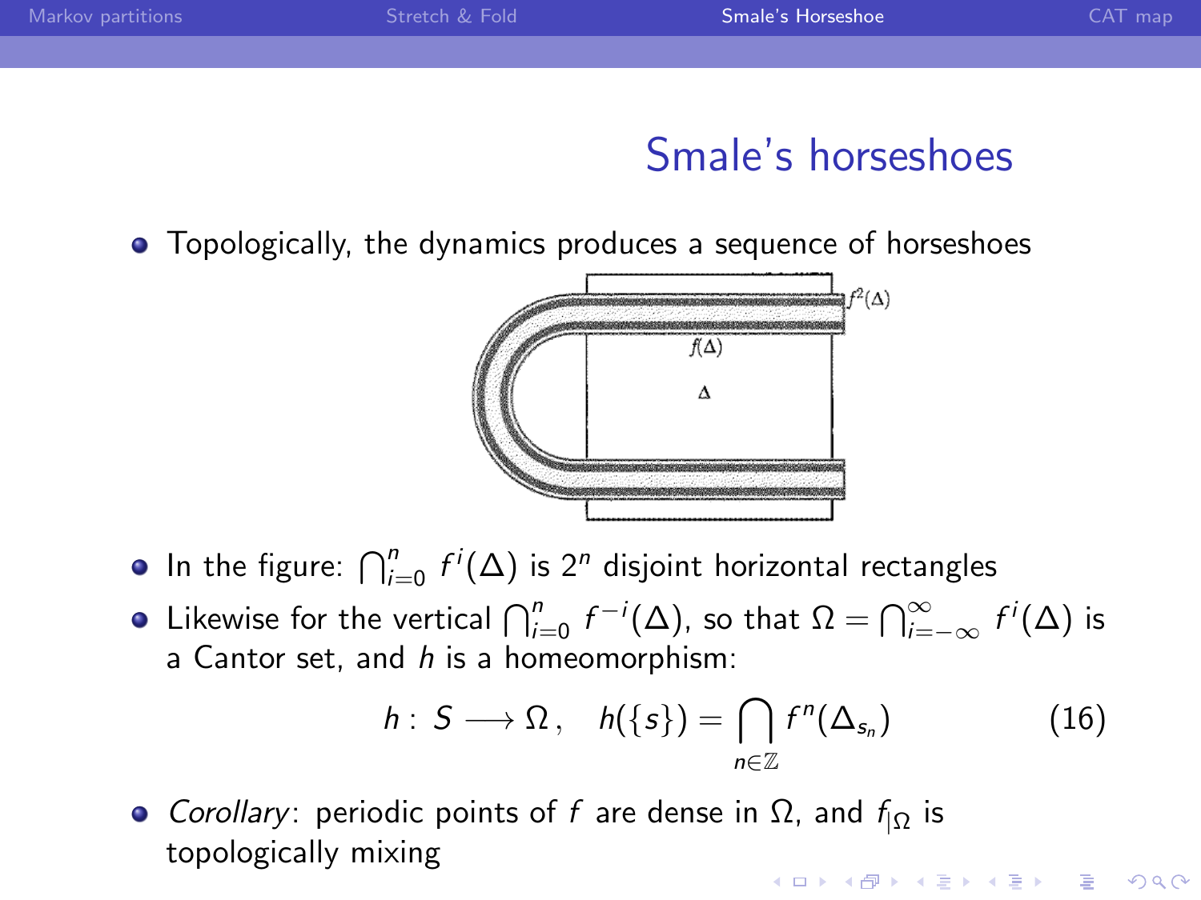# Smale's horseshoes

- Topologically, the dynamics produces a sequence of horseshoes

- In the figure: $\bigcap_{i=0}^{n} f^i(\Delta)$ is $2^n$ disjoint horizontal rectangles
- Likewise for the vertical $\bigcap_{i=0}^{n} f^{-i}(\Delta)$, so that $\Omega = \bigcap_{i=-\infty}^{\infty} f^i(\Delta)$ is a Cantor set, and $h$ is a homeomorphism:

$$h : S \longrightarrow \Omega\,, \quad h(\{s\}) = \bigcap_{n \in \mathbb{Z}} f^n(\Delta_{s_n}) \tag{16}$$

- *Corollary*: periodic points of $f$ are dense in $\Omega$, and $f_{|\Omega}$ is topologically mixing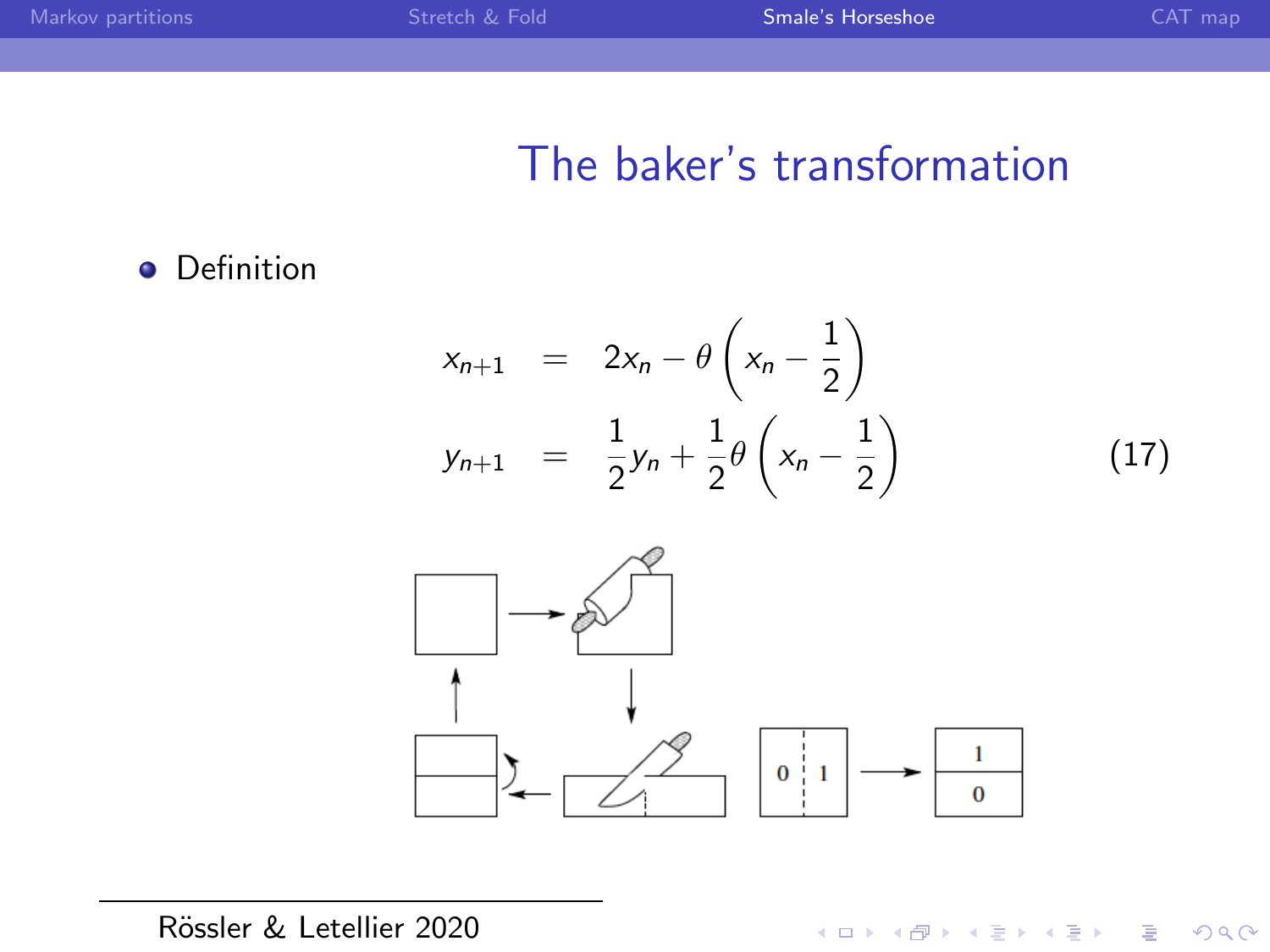# The baker's transformation

- Definition

$$
\begin{aligned}
x_{n+1} &= 2x_n - \theta\left(x_n - \frac{1}{2}\right) \\
y_{n+1} &= \frac{1}{2}y_n + \frac{1}{2}\theta\left(x_n - \frac{1}{2}\right)
\end{aligned}
\tag{17}
$$

Rössler & Letellier 2020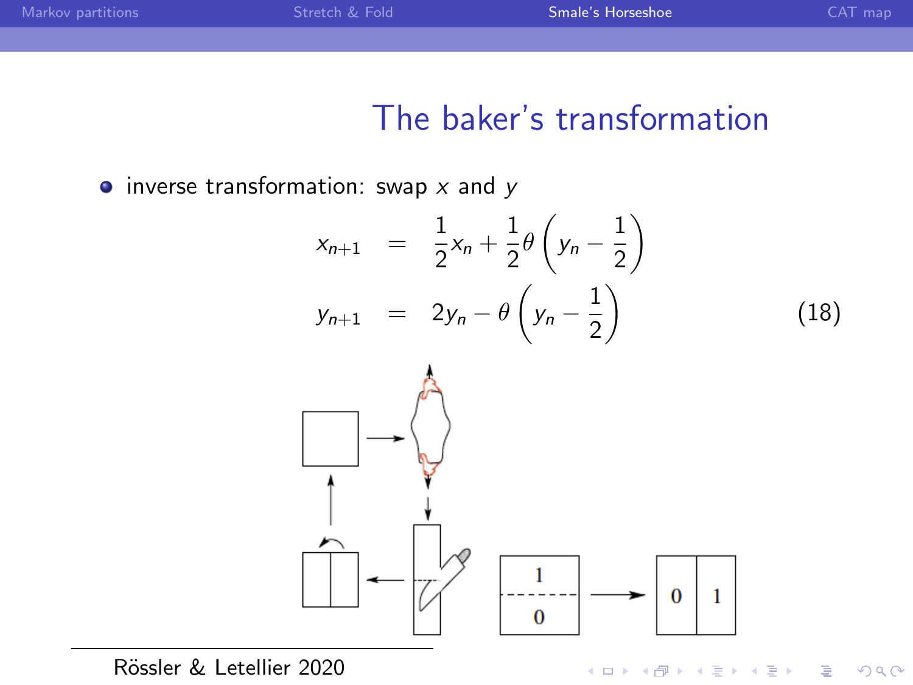# The baker's transformation

- inverse transformation: swap $x$ and $y$

$$
\begin{aligned}
x_{n+1} &= \frac{1}{2}x_n + \frac{1}{2}\theta\left(y_n - \frac{1}{2}\right) \\
y_{n+1} &= 2y_n - \theta\left(y_n - \frac{1}{2}\right)
\end{aligned}
\tag{18}
$$

Rössler & Letellier 2020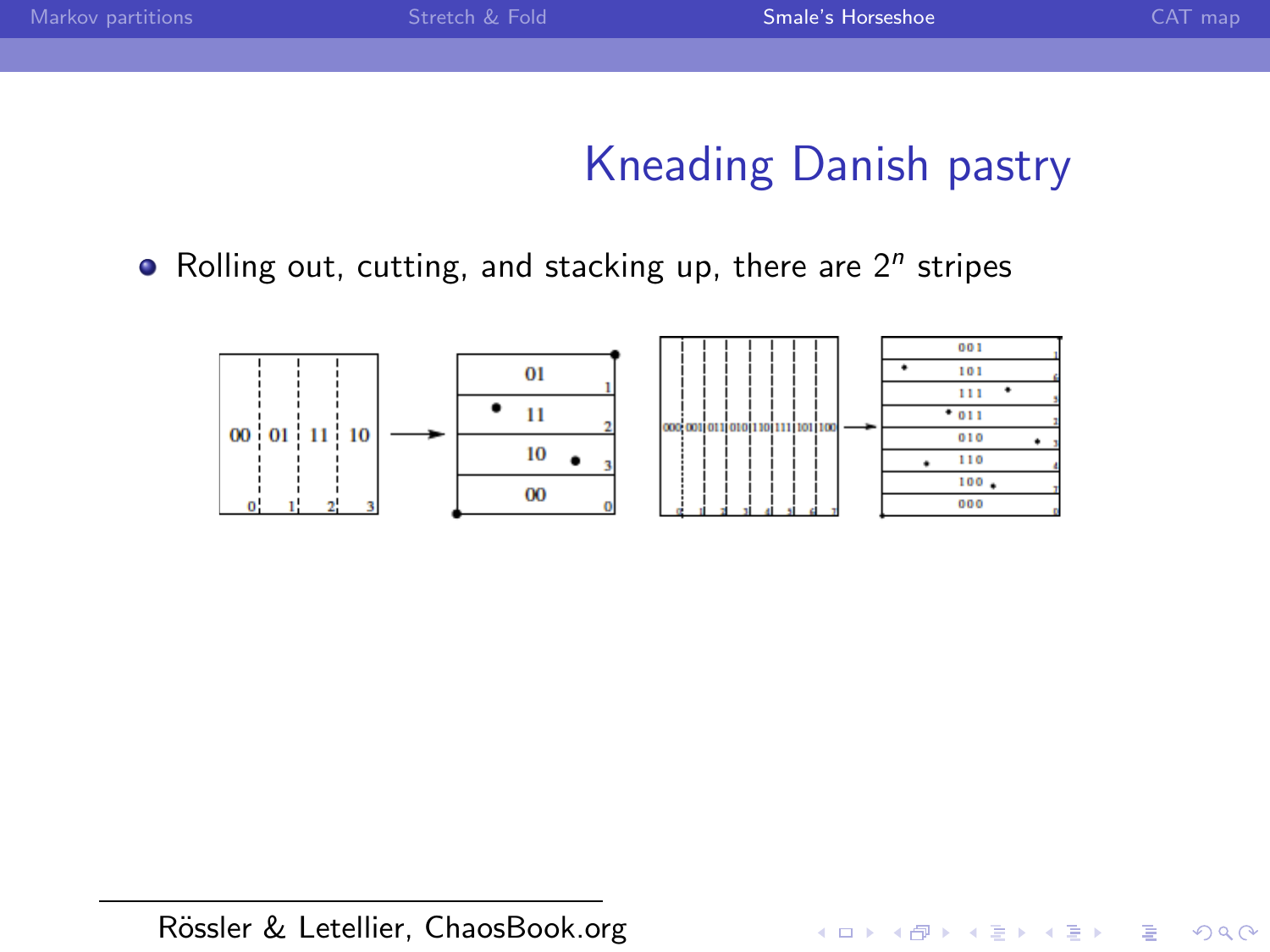# Kneading Danish pastry

- Rolling out, cutting, and stacking up, there are $2^n$ stripes

Rössler & Letellier, ChaosBook.org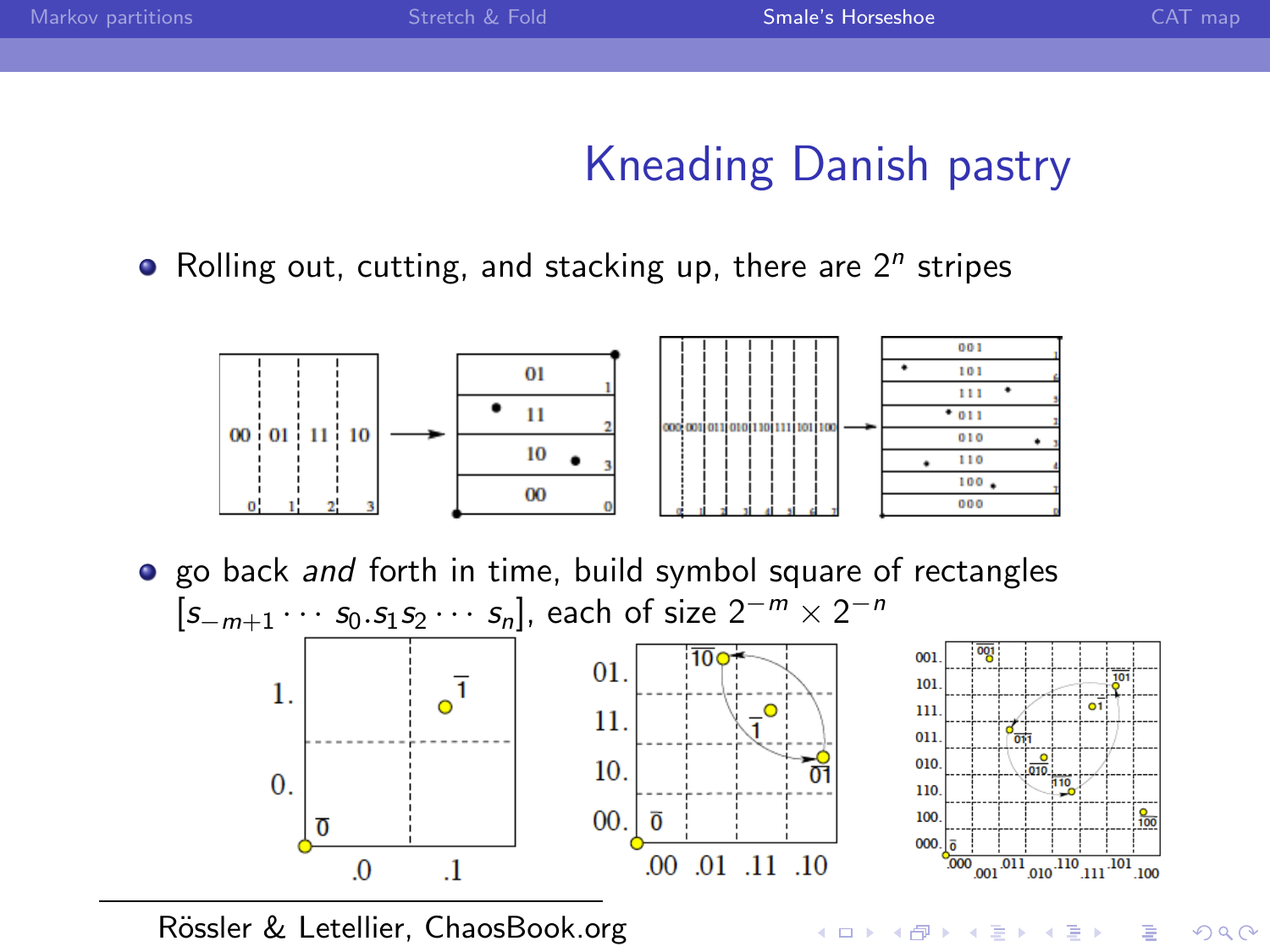# Kneading Danish pastry

- Rolling out, cutting, and stacking up, there are $2^n$ stripes

- go back *and* forth in time, build symbol square of rectangles $[s_{-m+1} \cdots s_0.s_1 s_2 \cdots s_n]$, each of size $2^{-m} \times 2^{-n}$

Rössler & Letellier, ChaosBook.org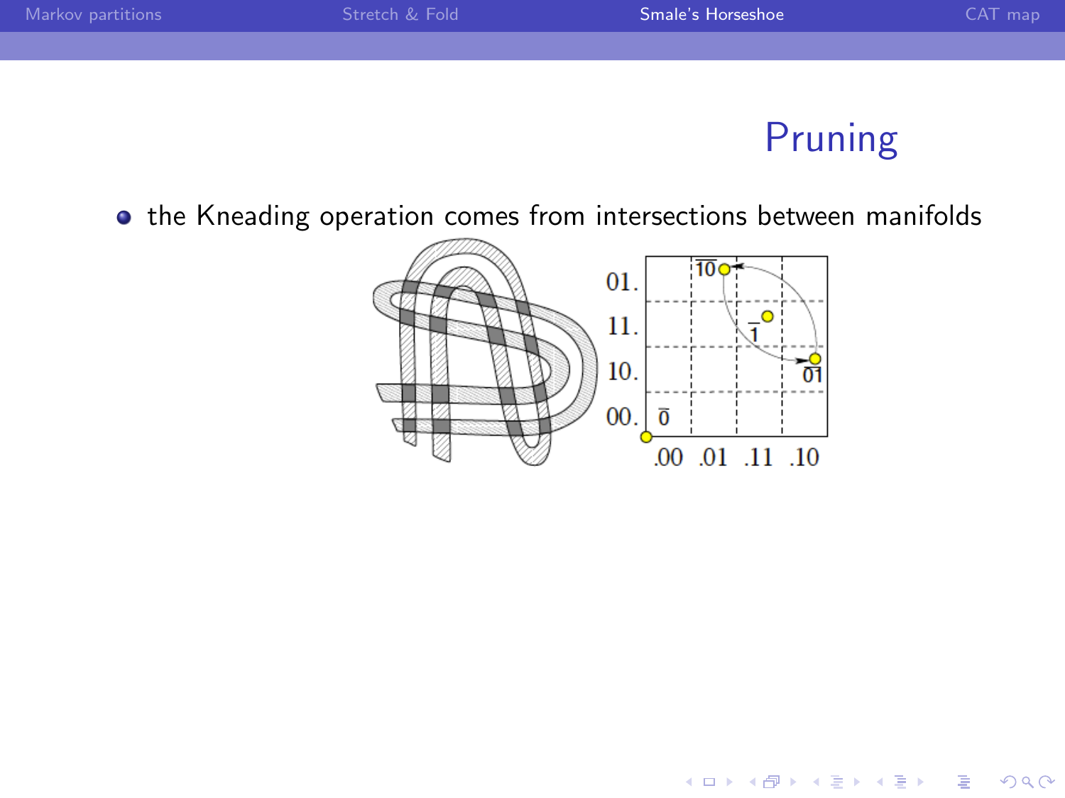# Pruning

- the Kneading operation comes from intersections between manifolds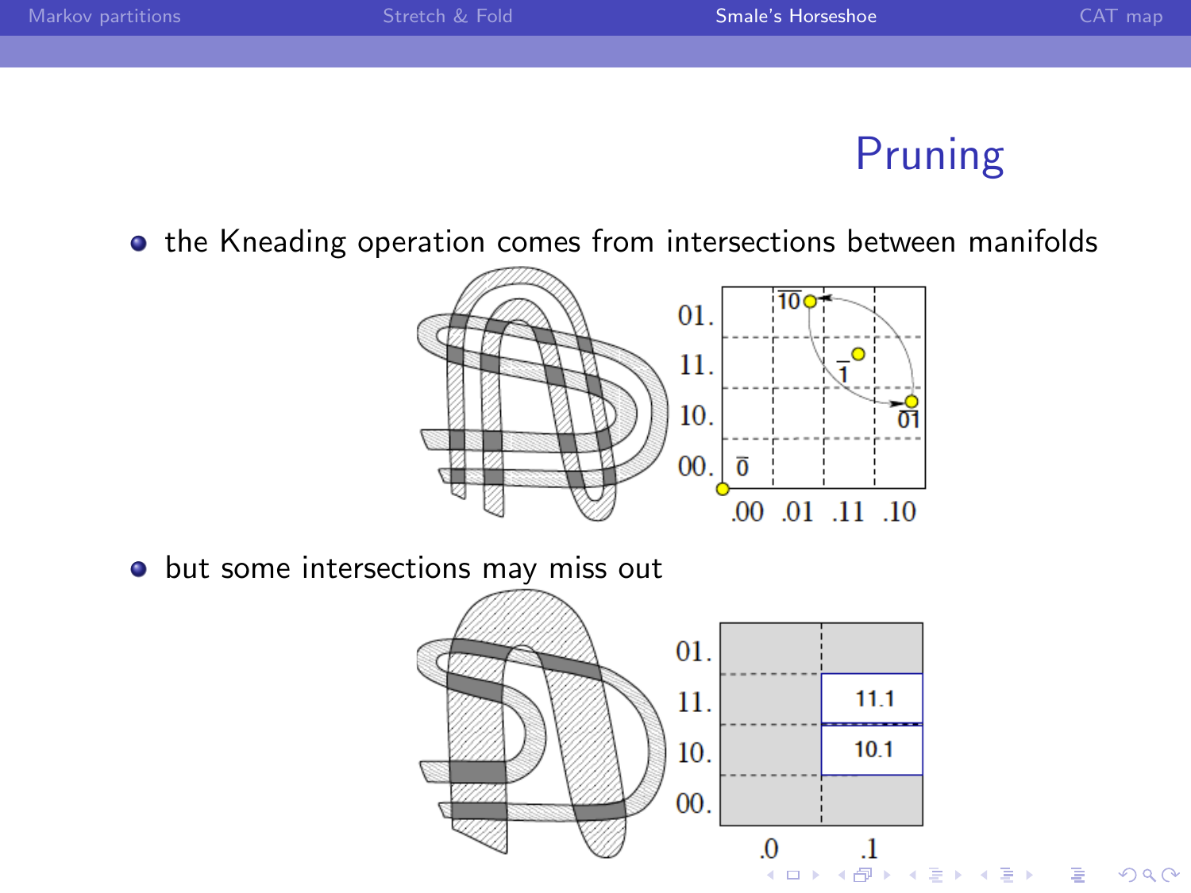# Pruning

- the Kneading operation comes from intersections between manifolds

- but some intersections may miss out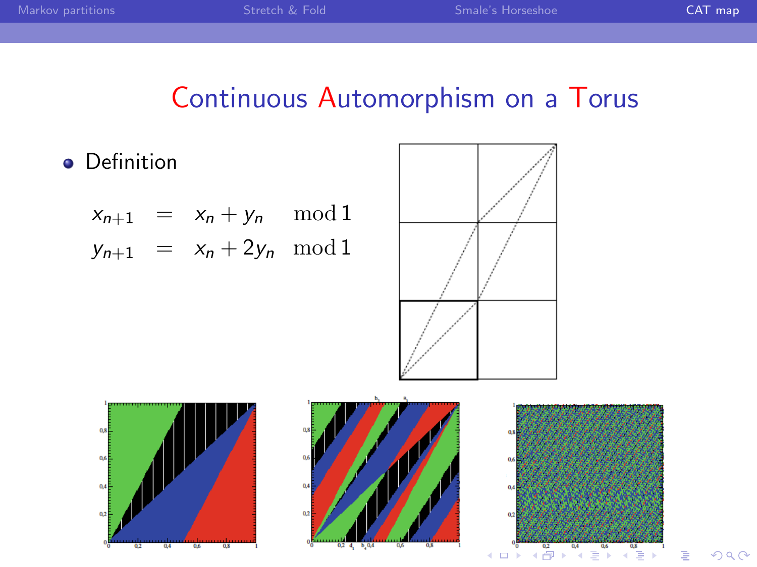# Continuous Automorphism on a Torus

- Definition

$$
\begin{aligned}
x_{n+1} &= x_n + y_n \mod 1 \\
y_{n+1} &= x_n + 2y_n \mod 1
\end{aligned}
$$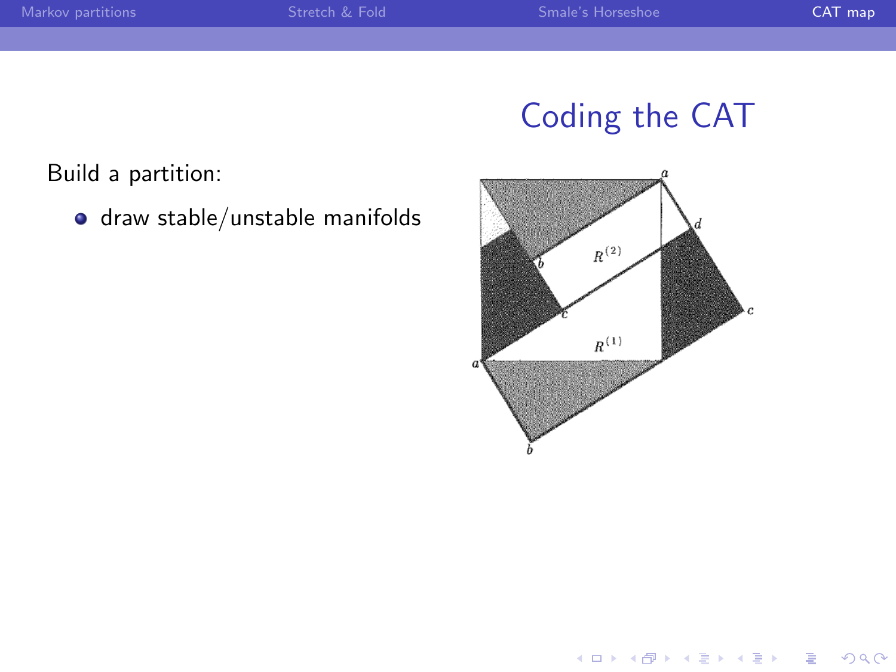# Coding the CAT

Build a partition:

- draw stable/unstable manifolds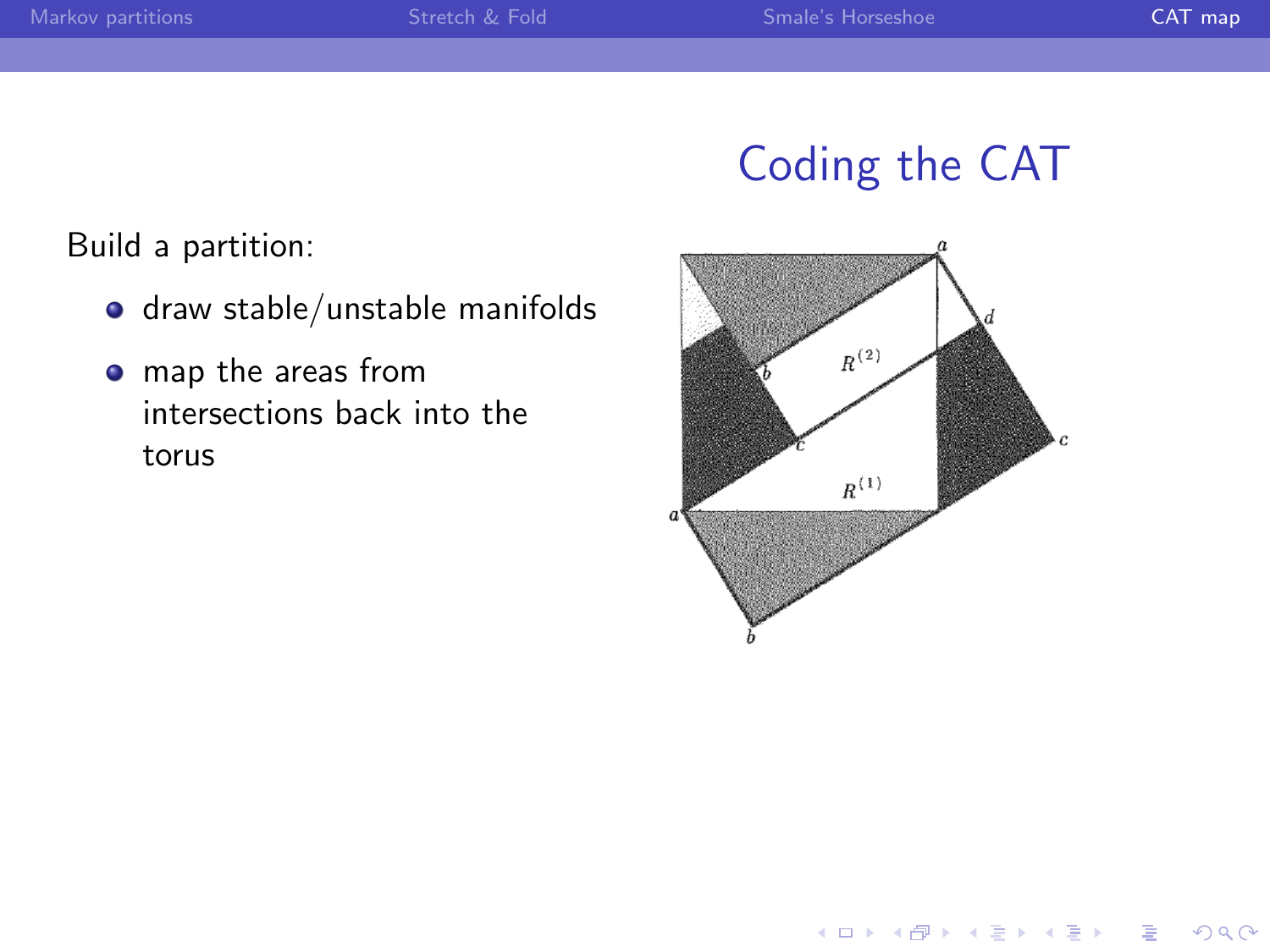# Coding the CAT

Build a partition:

- draw stable/unstable manifolds
- map the areas from intersections back into the torus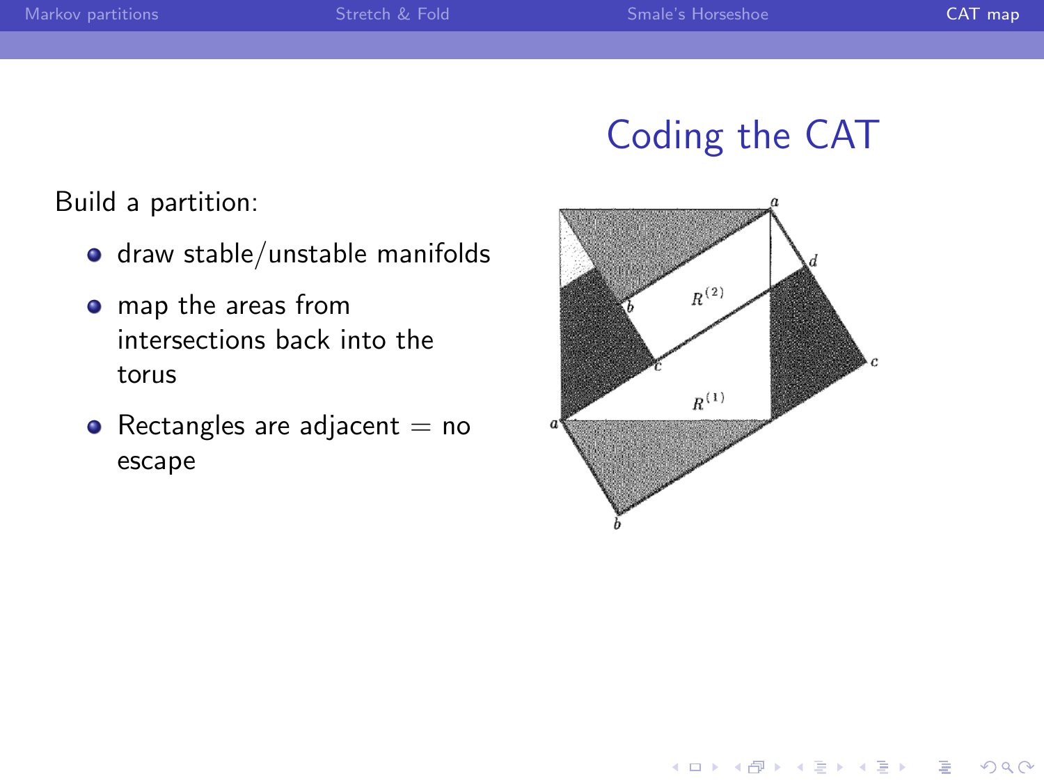# Coding the CAT

Build a partition:

- draw stable/unstable manifolds
- map the areas from intersections back into the torus
- Rectangles are adjacent = no escape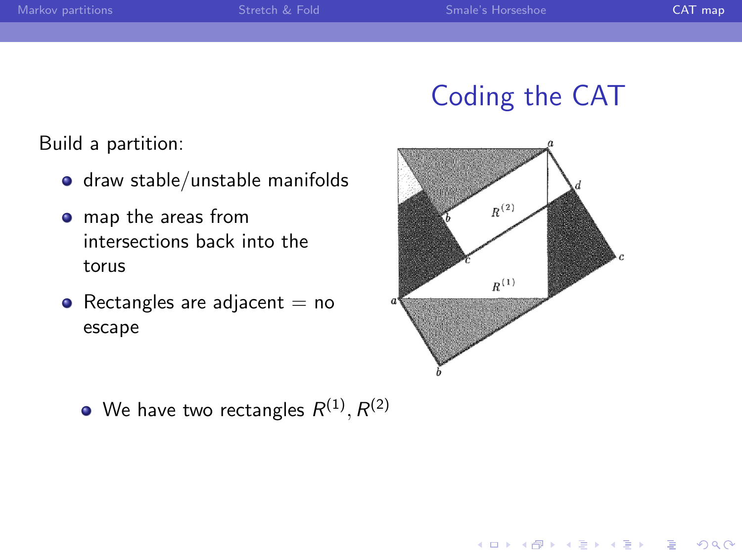# Coding the CAT

Build a partition:

- draw stable/unstable manifolds
- map the areas from intersections back into the torus
- Rectangles are adjacent = no escape

- We have two rectangles $R^{(1)}, R^{(2)}$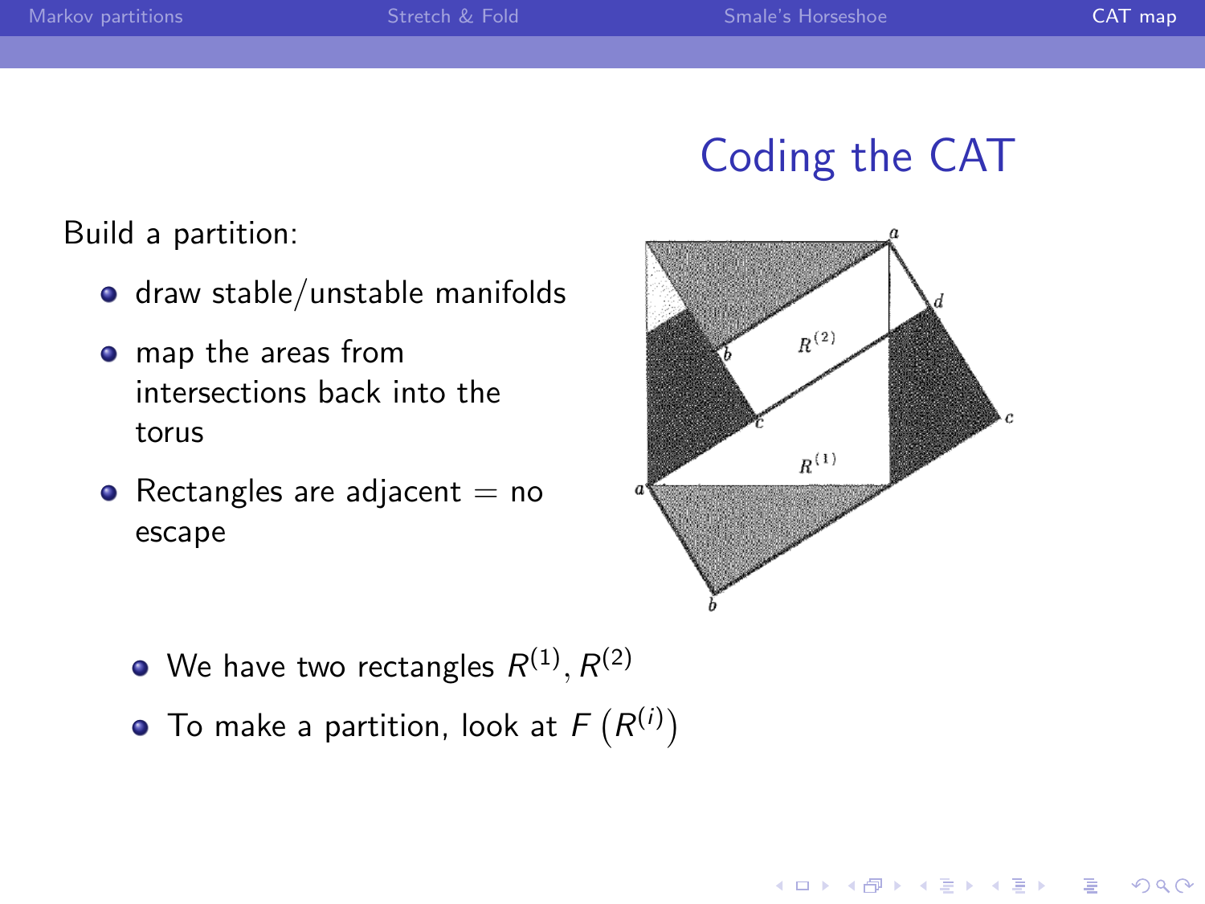# Coding the CAT

Build a partition:

- draw stable/unstable manifolds
- map the areas from intersections back into the torus
- Rectangles are adjacent = no escape

- We have two rectangles $R^{(1)}, R^{(2)}$
- To make a partition, look at $F\left(R^{(i)}\right)$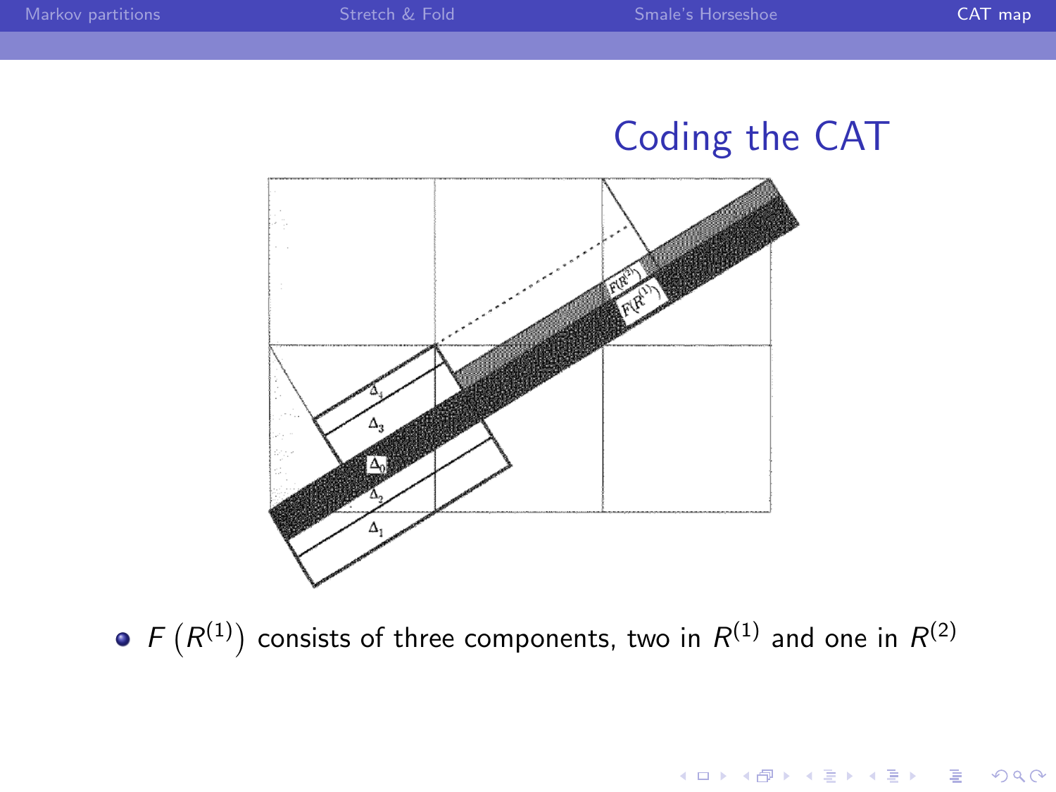## Coding the CAT

- $F\left(R^{(1)}\right)$ consists of three components, two in $R^{(1)}$ and one in $R^{(2)}$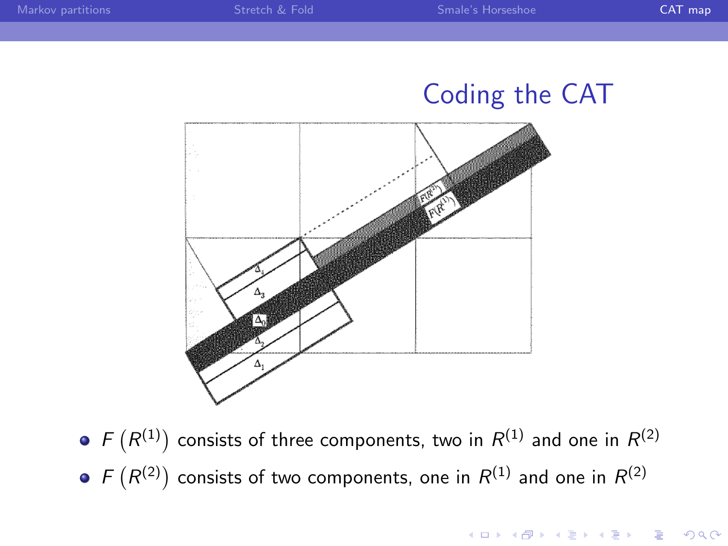# Coding the CAT

- $F\left(R^{(1)}\right)$ consists of three components, two in $R^{(1)}$ and one in $R^{(2)}$
- $F\left(R^{(2)}\right)$ consists of two components, one in $R^{(1)}$ and one in $R^{(2)}$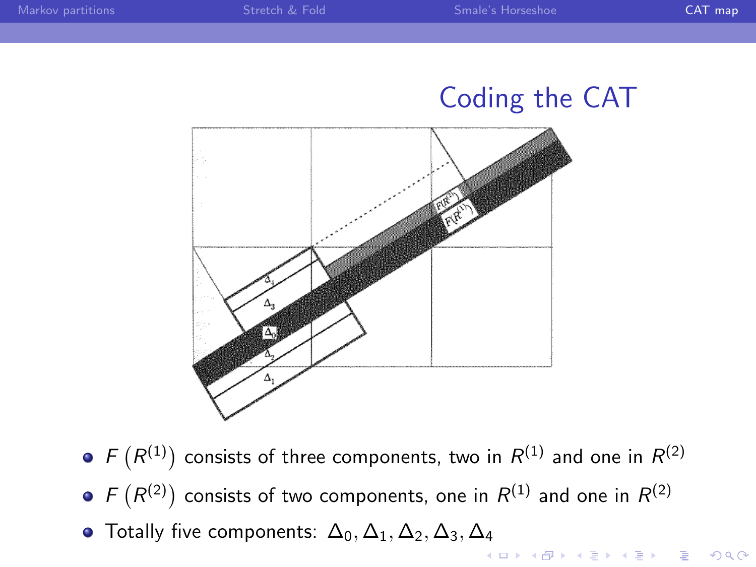## Coding the CAT

- $F\left(R^{(1)}\right)$ consists of three components, two in $R^{(1)}$ and one in $R^{(2)}$
- $F\left(R^{(2)}\right)$ consists of two components, one in $R^{(1)}$ and one in $R^{(2)}$
- Totally five components: $\Delta_0, \Delta_1, \Delta_2, \Delta_3, \Delta_4$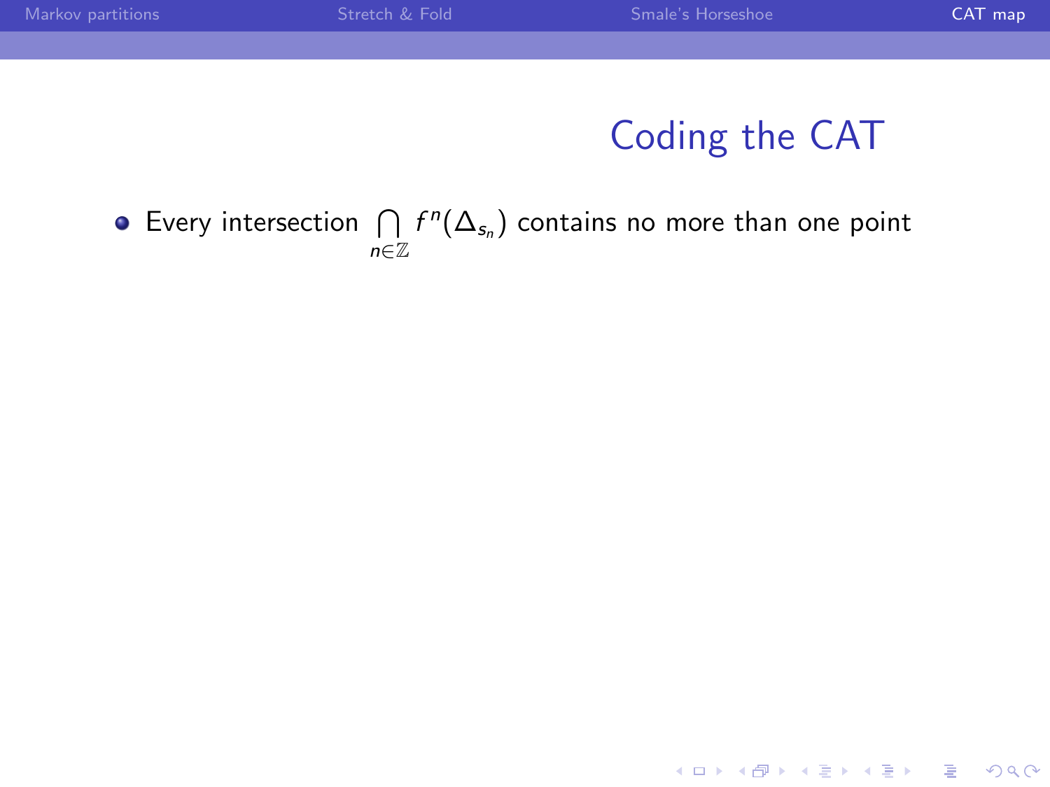## Coding the CAT

- Every intersection $\bigcap_{n\in\mathbb{Z}} f^n(\Delta_{s_n})$ contains no more than one point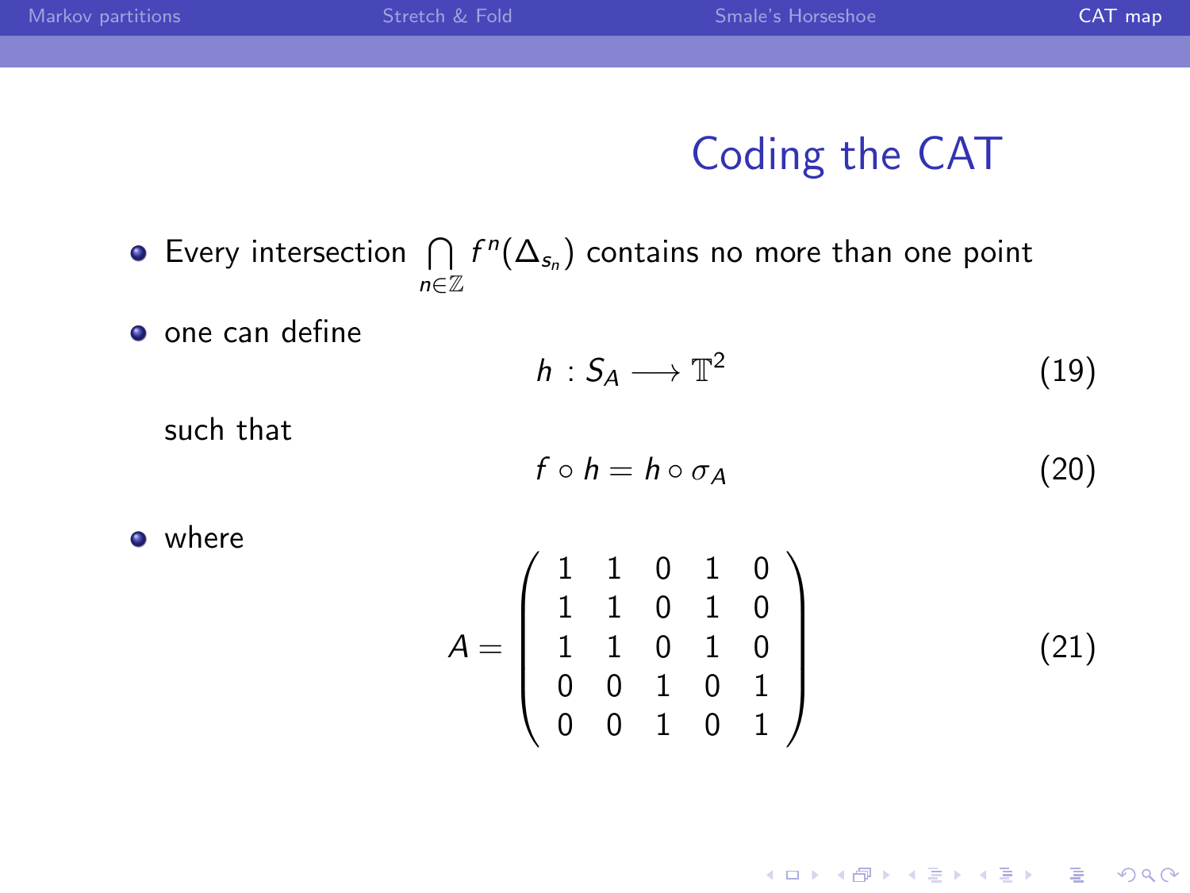# Coding the CAT

- Every intersection $\bigcap_{n \in \mathbb{Z}} f^n(\Delta_{s_n})$ contains no more than one point
- one can define

$$h : S_A \longrightarrow \mathbb{T}^2 \tag{19}$$

such that

$$f \circ h = h \circ \sigma_A \tag{20}$$

- where

$$A = \begin{pmatrix} 1 & 1 & 0 & 1 & 0 \\ 1 & 1 & 0 & 1 & 0 \\ 1 & 1 & 0 & 1 & 0 \\ 0 & 0 & 1 & 0 & 1 \\ 0 & 0 & 1 & 0 & 1 \end{pmatrix} \tag{21}$$